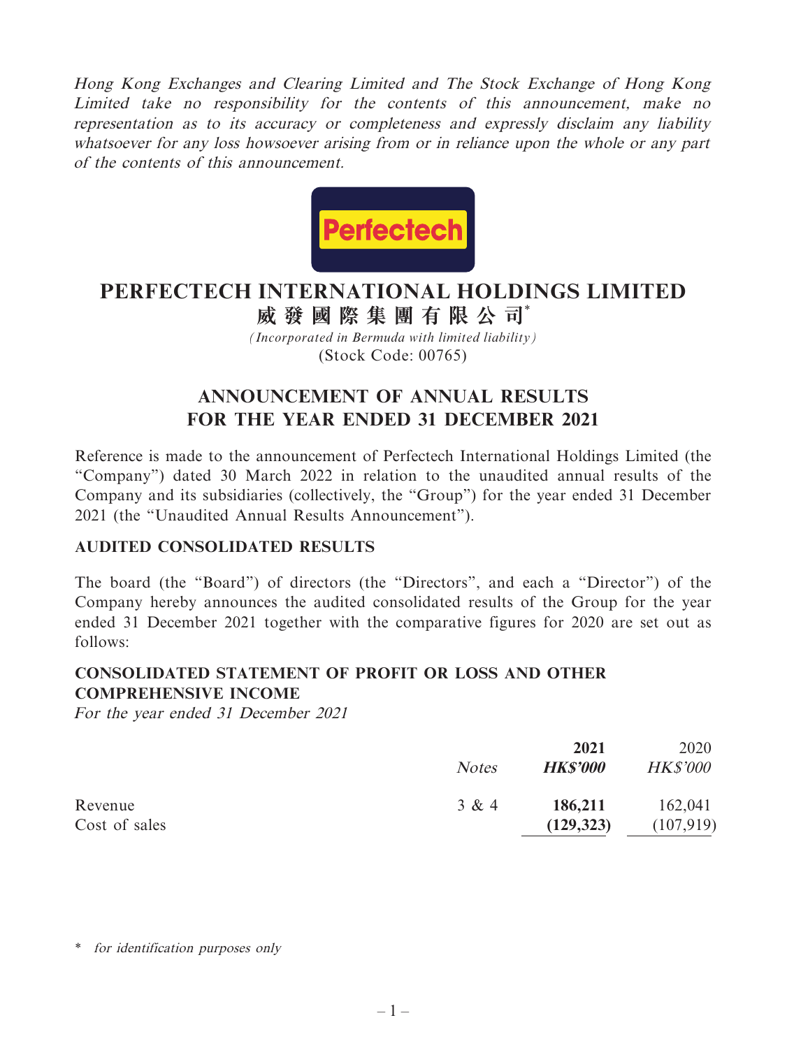*Hong Kong Exchanges and Clearing Limited and The Stock Exchange of Hong Kong Limited take no responsibility for the contents of this announcement, make no representation as to its accuracy or completeness and expressly disclaim any liability whatsoever for any loss howsoever arising from or in reliance upon the whole or any part of the contents of this announcement.*

# PERFECTECH INTERNATIONAL HOLDINGS LIMITED
# 威發國際集團有限公司*

*(Incorporated in Bermuda with limited liability)*
(Stock Code: 00765)

## ANNOUNCEMENT OF ANNUAL RESULTS FOR THE YEAR ENDED 31 DECEMBER 2021

Reference is made to the announcement of Perfectech International Holdings Limited (the "Company") dated 30 March 2022 in relation to the unaudited annual results of the Company and its subsidiaries (collectively, the "Group") for the year ended 31 December 2021 (the "Unaudited Annual Results Announcement").

### AUDITED CONSOLIDATED RESULTS

The board (the "Board") of directors (the "Directors", and each a "Director") of the Company hereby announces the audited consolidated results of the Group for the year ended 31 December 2021 together with the comparative figures for 2020 are set out as follows:

### CONSOLIDATED STATEMENT OF PROFIT OR LOSS AND OTHER COMPREHENSIVE INCOME

*For the year ended 31 December 2021*

| | *Notes* | **2021** | 2020 |
|---|---|---|---|
| | | ***HK$'000*** | *HK$'000* |
| Revenue | 3 & 4 | **186,211** | 162,041 |
| Cost of sales | | **(129,323)** | (107,919) |

\* *for identification purposes only*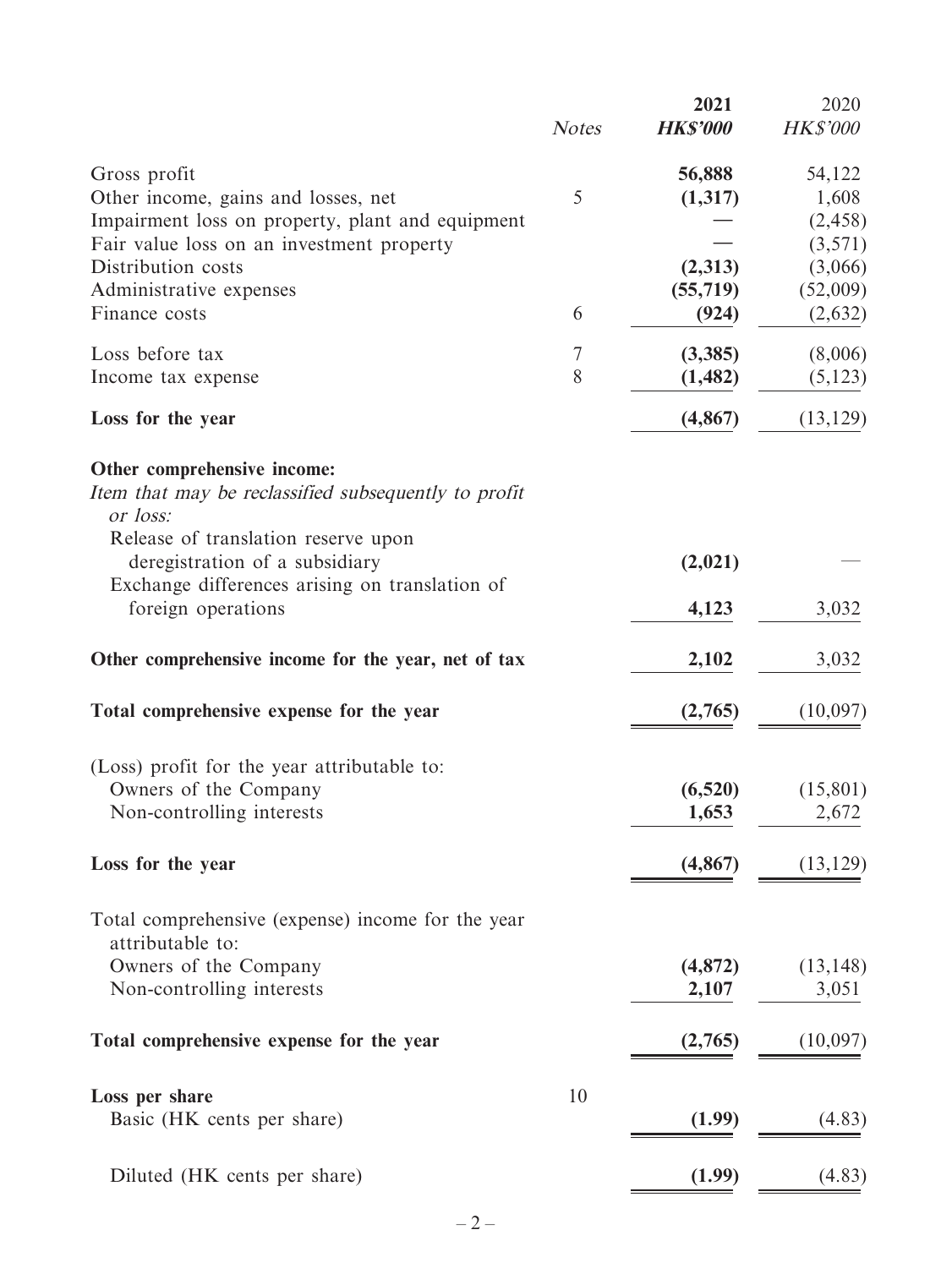| | Notes | 2021 HK$'000 | 2020 HK$'000 |
|---|---|---|---|
| Gross profit | | **56,888** | 54,122 |
| Other income, gains and losses, net | 5 | **(1,317)** | 1,608 |
| Impairment loss on property, plant and equipment | | **—** | (2,458) |
| Fair value loss on an investment property | | **—** | (3,571) |
| Distribution costs | | **(2,313)** | (3,066) |
| Administrative expenses | | **(55,719)** | (52,009) |
| Finance costs | 6 | **(924)** | (2,632) |
| Loss before tax | 7 | **(3,385)** | (8,006) |
| Income tax expense | 8 | **(1,482)** | (5,123) |
| **Loss for the year** | | **(4,867)** | (13,129) |
| **Other comprehensive income:** | | | |
| *Item that may be reclassified subsequently to profit or loss:* | | | |
| Release of translation reserve upon deregistration of a subsidiary | | **(2,021)** | — |
| Exchange differences arising on translation of foreign operations | | **4,123** | 3,032 |
| **Other comprehensive income for the year, net of tax** | | **2,102** | 3,032 |
| **Total comprehensive expense for the year** | | **(2,765)** | (10,097) |
| (Loss) profit for the year attributable to: | | | |
| Owners of the Company | | **(6,520)** | (15,801) |
| Non-controlling interests | | **1,653** | 2,672 |
| **Loss for the year** | | **(4,867)** | (13,129) |
| Total comprehensive (expense) income for the year attributable to: | | | |
| Owners of the Company | | **(4,872)** | (13,148) |
| Non-controlling interests | | **2,107** | 3,051 |
| **Total comprehensive expense for the year** | | **(2,765)** | (10,097) |
| **Loss per share** | 10 | | |
| Basic (HK cents per share) | | **(1.99)** | (4.83) |
| Diluted (HK cents per share) | | **(1.99)** | (4.83) |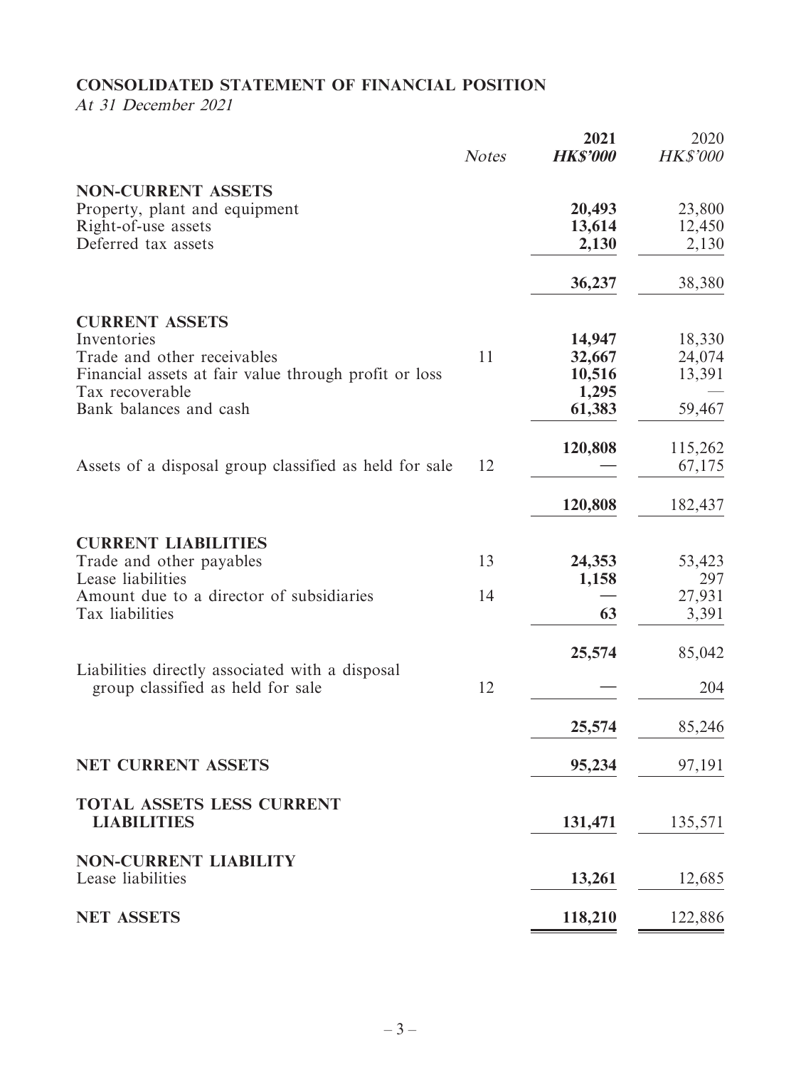## CONSOLIDATED STATEMENT OF FINANCIAL POSITION

*At 31 December 2021*

| | *Notes* | **2021** ***HK$'000*** | 2020 *HK$'000* |
|---|---|---|---|
| **NON-CURRENT ASSETS** | | | |
| Property, plant and equipment | | **20,493** | 23,800 |
| Right-of-use assets | | **13,614** | 12,450 |
| Deferred tax assets | | **2,130** | 2,130 |
| | | **36,237** | 38,380 |
| **CURRENT ASSETS** | | | |
| Inventories | | **14,947** | 18,330 |
| Trade and other receivables | 11 | **32,667** | 24,074 |
| Financial assets at fair value through profit or loss | | **10,516** | 13,391 |
| Tax recoverable | | **1,295** | — |
| Bank balances and cash | | **61,383** | 59,467 |
| | | **120,808** | 115,262 |
| Assets of a disposal group classified as held for sale | 12 | **—** | 67,175 |
| | | **120,808** | 182,437 |
| **CURRENT LIABILITIES** | | | |
| Trade and other payables | 13 | **24,353** | 53,423 |
| Lease liabilities | | **1,158** | 297 |
| Amount due to a director of subsidiaries | 14 | **—** | 27,931 |
| Tax liabilities | | **63** | 3,391 |
| | | **25,574** | 85,042 |
| Liabilities directly associated with a disposal group classified as held for sale | 12 | **—** | 204 |
| | | **25,574** | 85,246 |
| **NET CURRENT ASSETS** | | **95,234** | 97,191 |
| **TOTAL ASSETS LESS CURRENT LIABILITIES** | | **131,471** | 135,571 |
| **NON-CURRENT LIABILITY** | | | |
| Lease liabilities | | **13,261** | 12,685 |
| **NET ASSETS** | | **118,210** | 122,886 |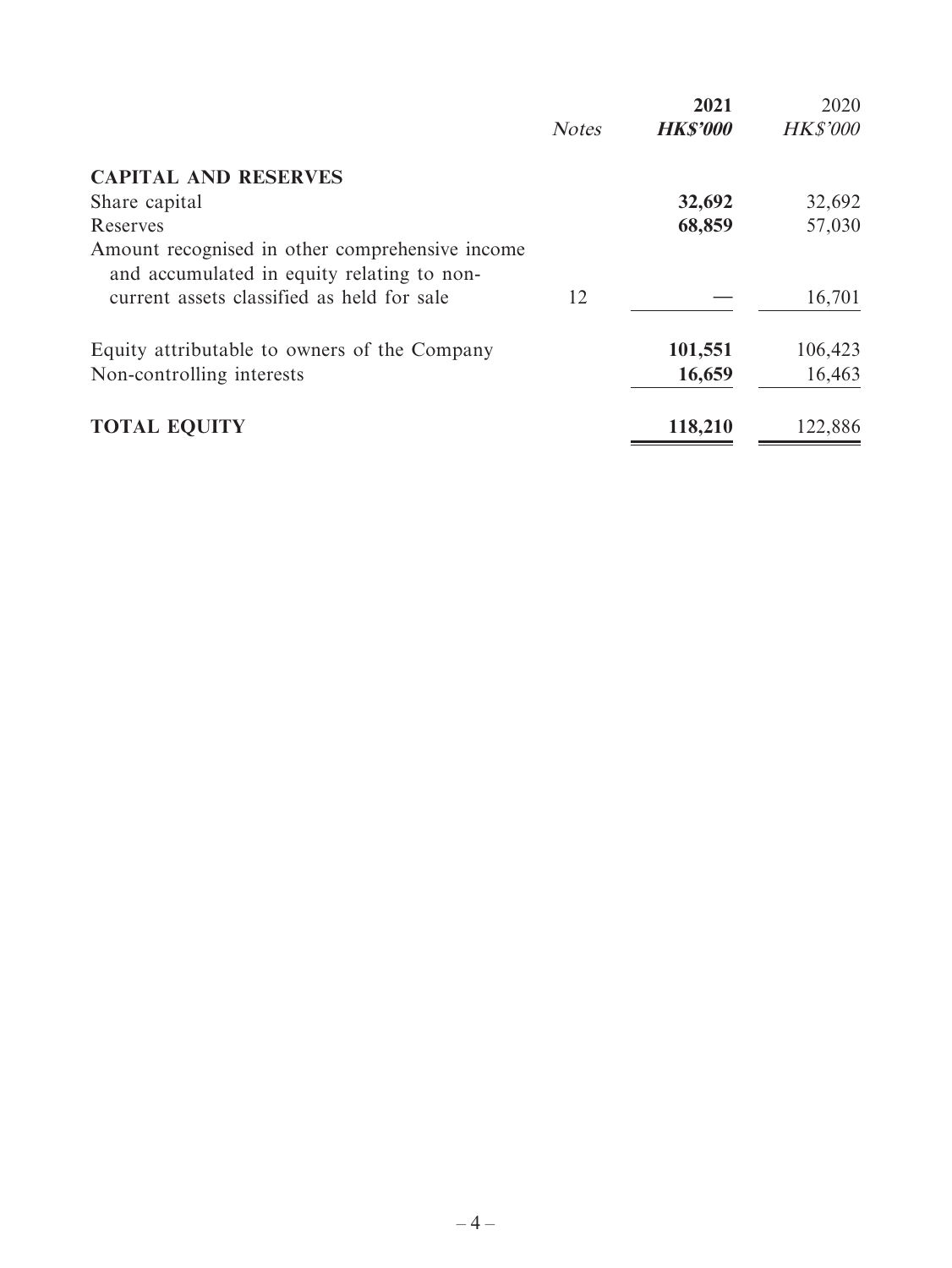| | *Notes* | **2021** | 2020 |
|---|---|---|---|
| | | ***HK$'000*** | *HK$'000* |
| **CAPITAL AND RESERVES** | | | |
| Share capital | | **32,692** | 32,692 |
| Reserves | | **68,859** | 57,030 |
| Amount recognised in other comprehensive income and accumulated in equity relating to non-current assets classified as held for sale | 12 | **—** | 16,701 |
| Equity attributable to owners of the Company | | **101,551** | 106,423 |
| Non-controlling interests | | **16,659** | 16,463 |
| **TOTAL EQUITY** | | **118,210** | 122,886 |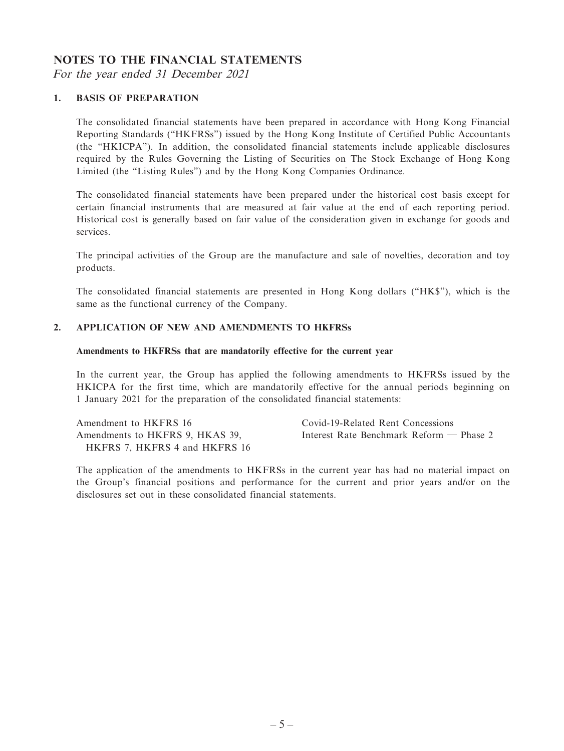# NOTES TO THE FINANCIAL STATEMENTS

*For the year ended 31 December 2021*

## 1. BASIS OF PREPARATION

The consolidated financial statements have been prepared in accordance with Hong Kong Financial Reporting Standards ("HKFRSs") issued by the Hong Kong Institute of Certified Public Accountants (the "HKICPA"). In addition, the consolidated financial statements include applicable disclosures required by the Rules Governing the Listing of Securities on The Stock Exchange of Hong Kong Limited (the "Listing Rules") and by the Hong Kong Companies Ordinance.

The consolidated financial statements have been prepared under the historical cost basis except for certain financial instruments that are measured at fair value at the end of each reporting period. Historical cost is generally based on fair value of the consideration given in exchange for goods and services.

The principal activities of the Group are the manufacture and sale of novelties, decoration and toy products.

The consolidated financial statements are presented in Hong Kong dollars ("HK$"), which is the same as the functional currency of the Company.

## 2. APPLICATION OF NEW AND AMENDMENTS TO HKFRSs

**Amendments to HKFRSs that are mandatorily effective for the current year**

In the current year, the Group has applied the following amendments to HKFRSs issued by the HKICPA for the first time, which are mandatorily effective for the annual periods beginning on 1 January 2021 for the preparation of the consolidated financial statements:

| | |
|---|---|
| Amendment to HKFRS 16 | Covid-19-Related Rent Concessions |
| Amendments to HKFRS 9, HKAS 39, HKFRS 7, HKFRS 4 and HKFRS 16 | Interest Rate Benchmark Reform — Phase 2 |

The application of the amendments to HKFRSs in the current year has had no material impact on the Group's financial positions and performance for the current and prior years and/or on the disclosures set out in these consolidated financial statements.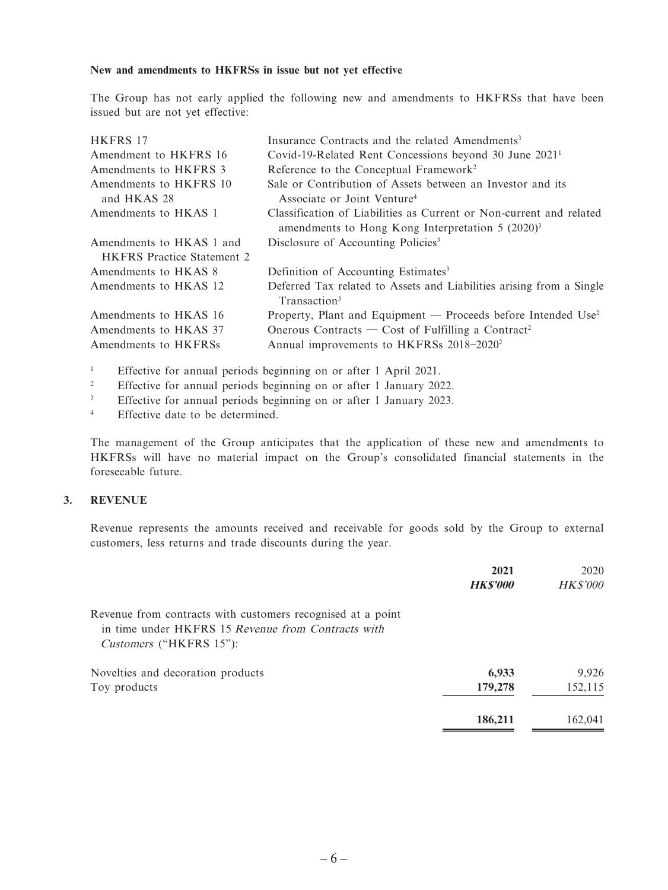**New and amendments to HKFRSs in issue but not yet effective**

The Group has not early applied the following new and amendments to HKFRSs that have been issued but are not yet effective:

| | |
|---|---|
| HKFRS 17 | Insurance Contracts and the related Amendments[3] |
| Amendment to HKFRS 16 | Covid-19-Related Rent Concessions beyond 30 June 2021[1] |
| Amendments to HKFRS 3 | Reference to the Conceptual Framework[2] |
| Amendments to HKFRS 10 and HKAS 28 | Sale or Contribution of Assets between an Investor and its Associate or Joint Venture[4] |
| Amendments to HKAS 1 | Classification of Liabilities as Current or Non-current and related amendments to Hong Kong Interpretation 5 (2020)[3] |
| Amendments to HKAS 1 and HKFRS Practice Statement 2 | Disclosure of Accounting Policies[3] |
| Amendments to HKAS 8 | Definition of Accounting Estimates[3] |
| Amendments to HKAS 12 | Deferred Tax related to Assets and Liabilities arising from a Single Transaction[3] |
| Amendments to HKAS 16 | Property, Plant and Equipment — Proceeds before Intended Use[2] |
| Amendments to HKAS 37 | Onerous Contracts — Cost of Fulfilling a Contract[2] |
| Amendments to HKFRSs | Annual improvements to HKFRSs 2018–2020[2] |

[1] Effective for annual periods beginning on or after 1 April 2021.

[2] Effective for annual periods beginning on or after 1 January 2022.

[3] Effective for annual periods beginning on or after 1 January 2023.

[4] Effective date to be determined.

The management of the Group anticipates that the application of these new and amendments to HKFRSs will have no material impact on the Group's consolidated financial statements in the foreseeable future.

## 3. REVENUE

Revenue represents the amounts received and receivable for goods sold by the Group to external customers, less returns and trade discounts during the year.

| | **2021** | 2020 |
|---|---|---|
| | ***HK$'000*** | *HK$'000* |
| Revenue from contracts with customers recognised at a point in time under HKFRS 15 *Revenue from Contracts with Customers* ("HKFRS 15"): | | |
| Novelties and decoration products | **6,933** | 9,926 |
| Toy products | **179,278** | 152,115 |
| | **186,211** | 162,041 |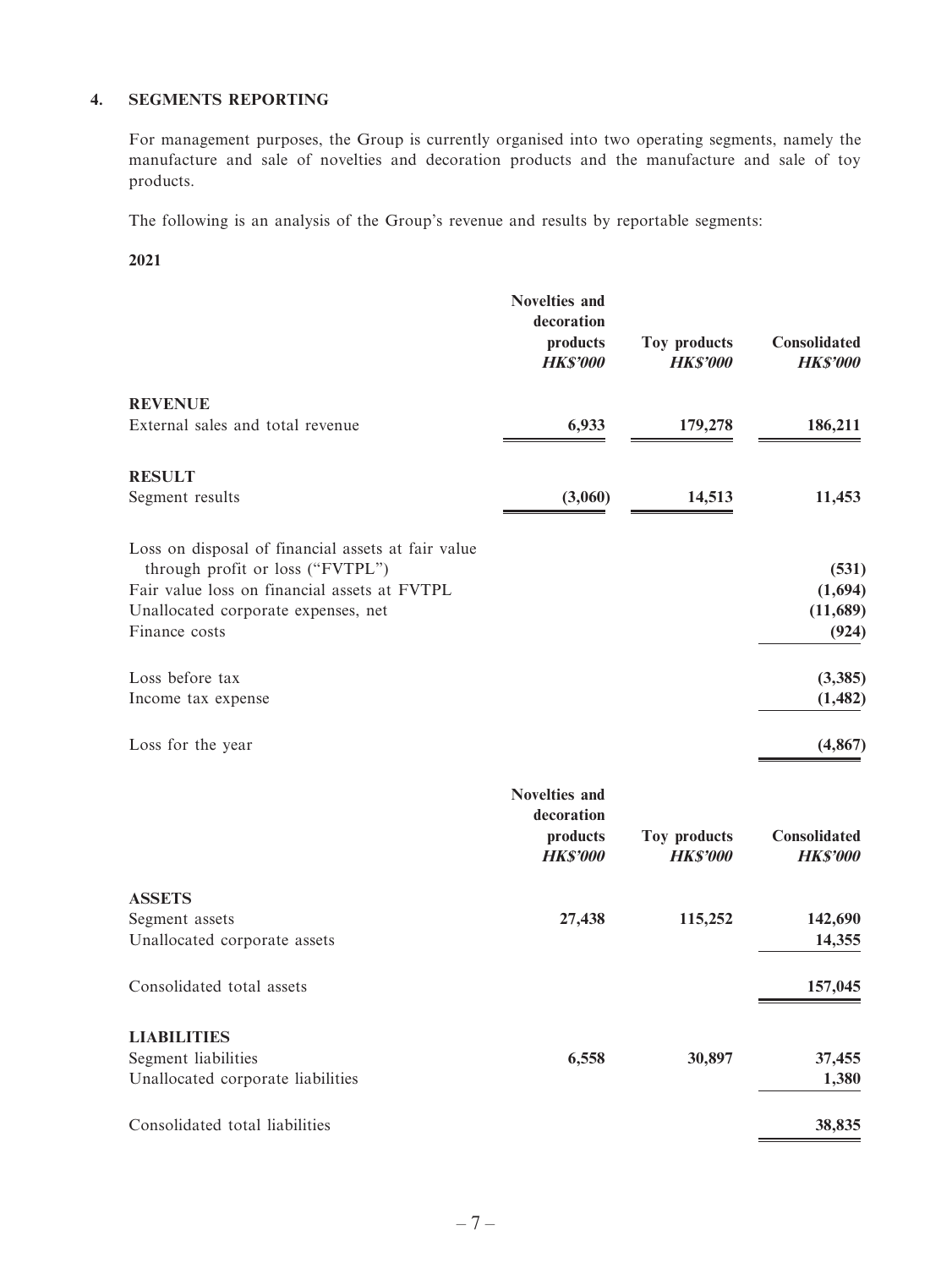## 4. SEGMENTS REPORTING

For management purposes, the Group is currently organised into two operating segments, namely the manufacture and sale of novelties and decoration products and the manufacture and sale of toy products.

The following is an analysis of the Group's revenue and results by reportable segments:

**2021**

| | Novelties and decoration products | Toy products | Consolidated |
|---|---|---|---|
| | *HK$'000* | *HK$'000* | *HK$'000* |
| **REVENUE** | | | |
| External sales and total revenue | 6,933 | 179,278 | 186,211 |
| **RESULT** | | | |
| Segment results | (3,060) | 14,513 | 11,453 |
| Loss on disposal of financial assets at fair value through profit or loss ("FVTPL") | | | (531) |
| Fair value loss on financial assets at FVTPL | | | (1,694) |
| Unallocated corporate expenses, net | | | (11,689) |
| Finance costs | | | (924) |
| Loss before tax | | | (3,385) |
| Income tax expense | | | (1,482) |
| Loss for the year | | | (4,867) |

| | Novelties and decoration products | Toy products | Consolidated |
|---|---|---|---|
| | *HK$'000* | *HK$'000* | *HK$'000* |
| **ASSETS** | | | |
| Segment assets | 27,438 | 115,252 | 142,690 |
| Unallocated corporate assets | | | 14,355 |
| Consolidated total assets | | | 157,045 |
| **LIABILITIES** | | | |
| Segment liabilities | 6,558 | 30,897 | 37,455 |
| Unallocated corporate liabilities | | | 1,380 |
| Consolidated total liabilities | | | 38,835 |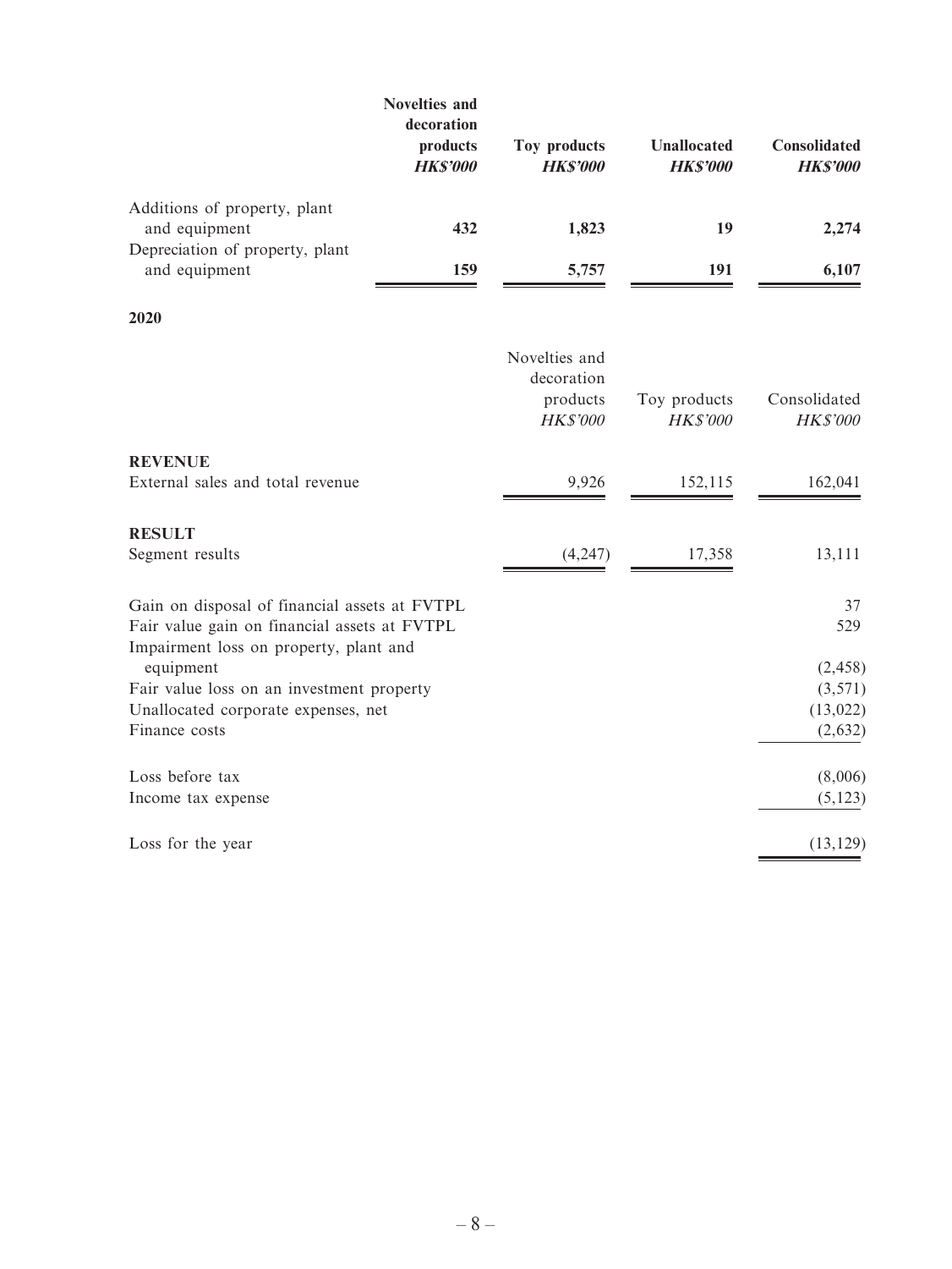| | **Novelties and decoration products** | **Toy products** | **Unallocated** | **Consolidated** |
|---|---|---|---|---|
| | ***HK$'000*** | ***HK$'000*** | ***HK$'000*** | ***HK$'000*** |
| Additions of property, plant and equipment | **432** | **1,823** | **19** | **2,274** |
| Depreciation of property, plant and equipment | **159** | **5,757** | **191** | **6,107** |

**2020**

| | Novelties and decoration products | Toy products | Consolidated |
|---|---|---|---|
| | *HK$'000* | *HK$'000* | *HK$'000* |
| **REVENUE** | | | |
| External sales and total revenue | 9,926 | 152,115 | 162,041 |
| **RESULT** | | | |
| Segment results | (4,247) | 17,358 | 13,111 |
| Gain on disposal of financial assets at FVTPL | | | 37 |
| Fair value gain on financial assets at FVTPL | | | 529 |
| Impairment loss on property, plant and equipment | | | (2,458) |
| Fair value loss on an investment property | | | (3,571) |
| Unallocated corporate expenses, net | | | (13,022) |
| Finance costs | | | (2,632) |
| Loss before tax | | | (8,006) |
| Income tax expense | | | (5,123) |
| Loss for the year | | | (13,129) |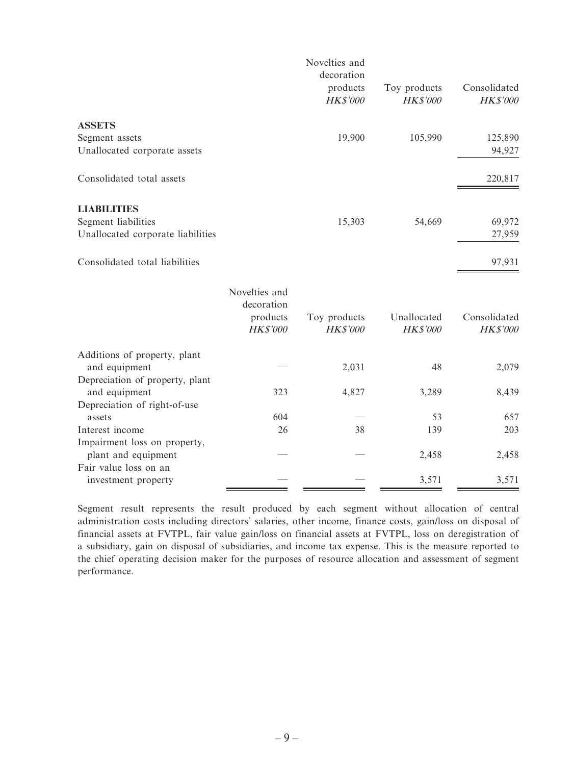| | Novelties and decoration products *HK$'000* | Toy products *HK$'000* | Consolidated *HK$'000* |
|---|---|---|---|
| **ASSETS** | | | |
| Segment assets | 19,900 | 105,990 | 125,890 |
| Unallocated corporate assets | | | 94,927 |
| Consolidated total assets | | | 220,817 |
| **LIABILITIES** | | | |
| Segment liabilities | 15,303 | 54,669 | 69,972 |
| Unallocated corporate liabilities | | | 27,959 |
| Consolidated total liabilities | | | 97,931 |

| | Novelties and decoration products *HK$'000* | Toy products *HK$'000* | Unallocated *HK$'000* | Consolidated *HK$'000* |
|---|---|---|---|---|
| Additions of property, plant and equipment | — | 2,031 | 48 | 2,079 |
| Depreciation of property, plant and equipment | 323 | 4,827 | 3,289 | 8,439 |
| Depreciation of right-of-use assets | 604 | — | 53 | 657 |
| Interest income | 26 | 38 | 139 | 203 |
| Impairment loss on property, plant and equipment | — | — | 2,458 | 2,458 |
| Fair value loss on an investment property | — | — | 3,571 | 3,571 |

Segment result represents the result produced by each segment without allocation of central administration costs including directors' salaries, other income, finance costs, gain/loss on disposal of financial assets at FVTPL, fair value gain/loss on financial assets at FVTPL, loss on deregistration of a subsidiary, gain on disposal of subsidiaries, and income tax expense. This is the measure reported to the chief operating decision maker for the purposes of resource allocation and assessment of segment performance.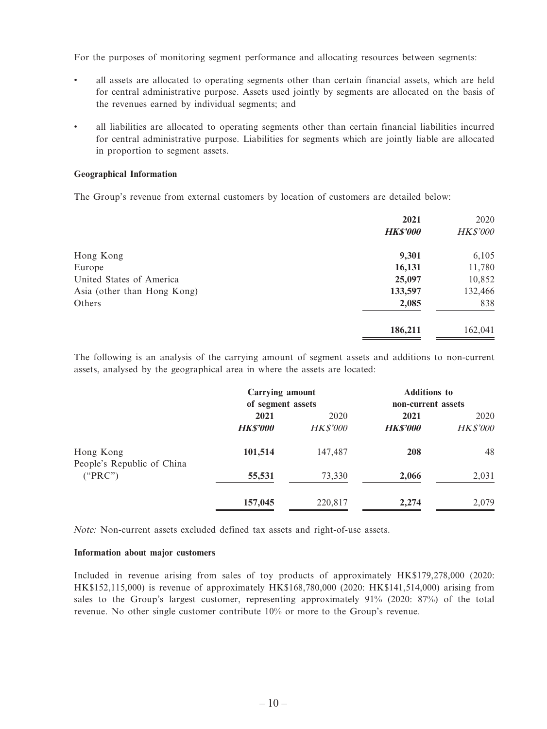For the purposes of monitoring segment performance and allocating resources between segments:

- all assets are allocated to operating segments other than certain financial assets, which are held for central administrative purpose. Assets used jointly by segments are allocated on the basis of the revenues earned by individual segments; and
- all liabilities are allocated to operating segments other than certain financial liabilities incurred for central administrative purpose. Liabilities for segments which are jointly liable are allocated in proportion to segment assets.

**Geographical Information**

The Group's revenue from external customers by location of customers are detailed below:

| | **2021** | 2020 |
|---|---|---|
| | ***HK$'000*** | *HK$'000* |
| Hong Kong | **9,301** | 6,105 |
| Europe | **16,131** | 11,780 |
| United States of America | **25,097** | 10,852 |
| Asia (other than Hong Kong) | **133,597** | 132,466 |
| Others | **2,085** | 838 |
| | **186,211** | 162,041 |

The following is an analysis of the carrying amount of segment assets and additions to non-current assets, analysed by the geographical area in where the assets are located:

| | **Carrying amount of segment assets** | | **Additions to non-current assets** | |
|---|---|---|---|---|
| | **2021** | 2020 | **2021** | 2020 |
| | ***HK$'000*** | *HK$'000* | ***HK$'000*** | *HK$'000* |
| Hong Kong | **101,514** | 147,487 | **208** | 48 |
| People's Republic of China ("PRC") | **55,531** | 73,330 | **2,066** | 2,031 |
| | **157,045** | 220,817 | **2,274** | 2,079 |

*Note:* Non-current assets excluded defined tax assets and right-of-use assets.

**Information about major customers**

Included in revenue arising from sales of toy products of approximately HK$179,278,000 (2020: HK$152,115,000) is revenue of approximately HK$168,780,000 (2020: HK$141,514,000) arising from sales to the Group's largest customer, representing approximately 91% (2020: 87%) of the total revenue. No other single customer contribute 10% or more to the Group's revenue.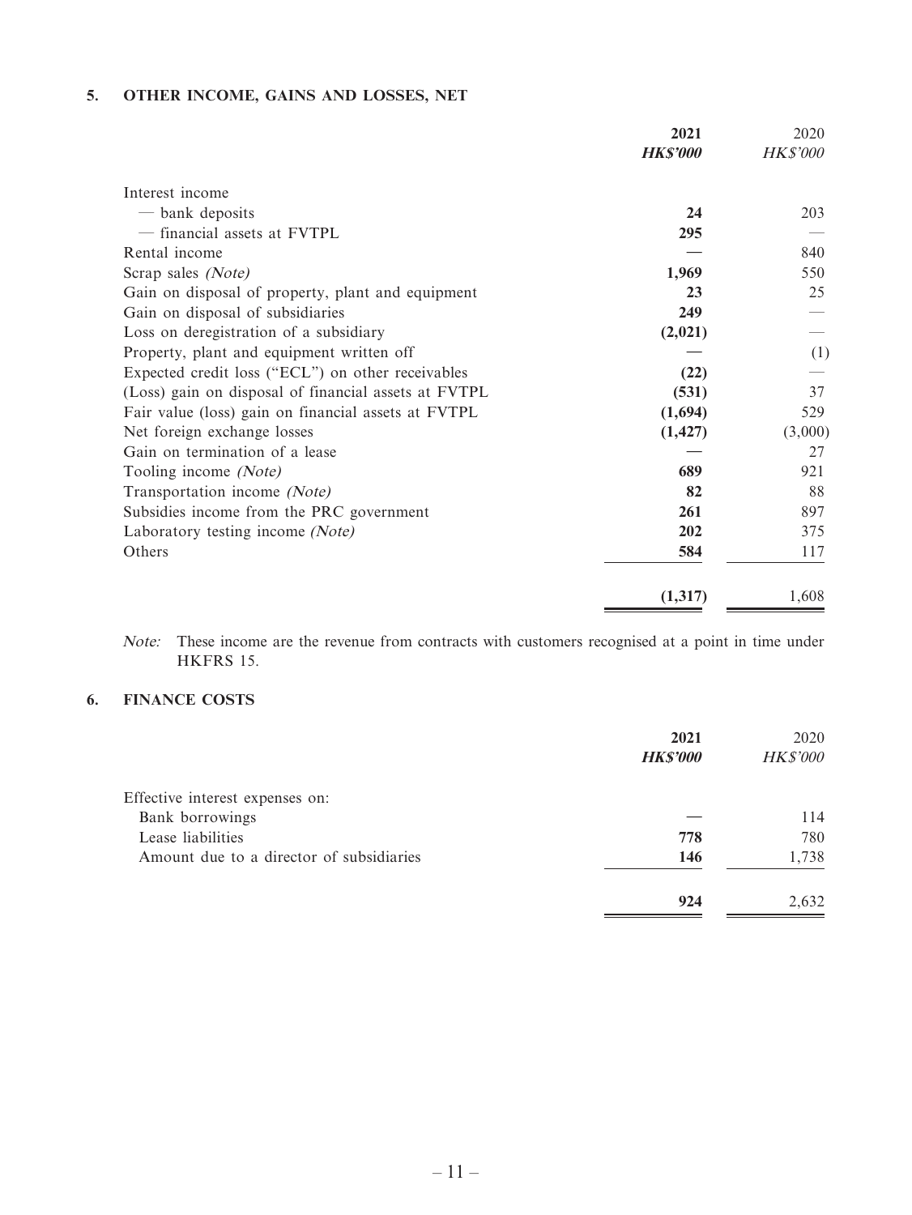## 5. OTHER INCOME, GAINS AND LOSSES, NET

| | 2021 | 2020 |
|---|---|---|
| | ***HK$'000*** | *HK$'000* |
| Interest income | | |
| — bank deposits | **24** | 203 |
| — financial assets at FVTPL | **295** | — |
| Rental income | **—** | 840 |
| Scrap sales *(Note)* | **1,969** | 550 |
| Gain on disposal of property, plant and equipment | **23** | 25 |
| Gain on disposal of subsidiaries | **249** | — |
| Loss on deregistration of a subsidiary | **(2,021)** | — |
| Property, plant and equipment written off | **—** | (1) |
| Expected credit loss ("ECL") on other receivables | **(22)** | — |
| (Loss) gain on disposal of financial assets at FVTPL | **(531)** | 37 |
| Fair value (loss) gain on financial assets at FVTPL | **(1,694)** | 529 |
| Net foreign exchange losses | **(1,427)** | (3,000) |
| Gain on termination of a lease | **—** | 27 |
| Tooling income *(Note)* | **689** | 921 |
| Transportation income *(Note)* | **82** | 88 |
| Subsidies income from the PRC government | **261** | 897 |
| Laboratory testing income *(Note)* | **202** | 375 |
| Others | **584** | 117 |
| | **(1,317)** | 1,608 |

*Note:* These income are the revenue from contracts with customers recognised at a point in time under HKFRS 15.

## 6. FINANCE COSTS

| | 2021 | 2020 |
|---|---|---|
| | ***HK$'000*** | *HK$'000* |
| Effective interest expenses on: | | |
| Bank borrowings | **—** | 114 |
| Lease liabilities | **778** | 780 |
| Amount due to a director of subsidiaries | **146** | 1,738 |
| | **924** | 2,632 |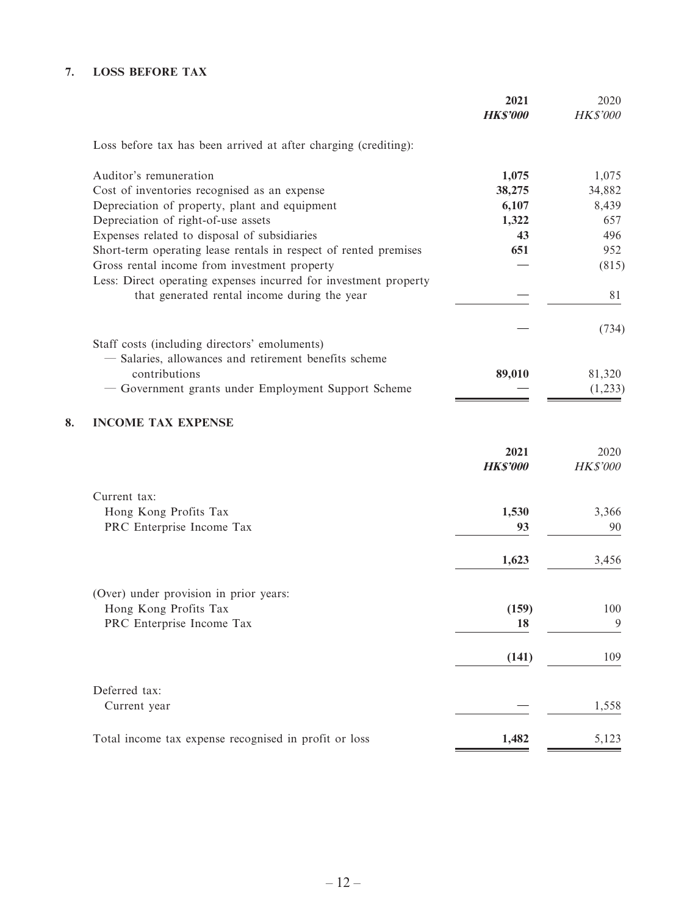## 7. LOSS BEFORE TAX

| | 2021 | 2020 |
|---|---|---|
| | ***HK$'000*** | *HK$'000* |
| Loss before tax has been arrived at after charging (crediting): | | |
| Auditor's remuneration | **1,075** | 1,075 |
| Cost of inventories recognised as an expense | **38,275** | 34,882 |
| Depreciation of property, plant and equipment | **6,107** | 8,439 |
| Depreciation of right-of-use assets | **1,322** | 657 |
| Expenses related to disposal of subsidiaries | **43** | 496 |
| Short-term operating lease rentals in respect of rented premises | **651** | 952 |
| Gross rental income from investment property | **—** | (815) |
| Less: Direct operating expenses incurred for investment property that generated rental income during the year | **—** | 81 |
| | **—** | (734) |
| Staff costs (including directors' emoluments) | | |
| — Salaries, allowances and retirement benefits scheme contributions | **89,010** | 81,320 |
| — Government grants under Employment Support Scheme | **—** | (1,233) |

## 8. INCOME TAX EXPENSE

| | 2021 | 2020 |
|---|---|---|
| | ***HK$'000*** | *HK$'000* |
| Current tax: | | |
| Hong Kong Profits Tax | **1,530** | 3,366 |
| PRC Enterprise Income Tax | **93** | 90 |
| | **1,623** | 3,456 |
| (Over) under provision in prior years: | | |
| Hong Kong Profits Tax | **(159)** | 100 |
| PRC Enterprise Income Tax | **18** | 9 |
| | **(141)** | 109 |
| Deferred tax: | | |
| Current year | **—** | 1,558 |
| Total income tax expense recognised in profit or loss | **1,482** | 5,123 |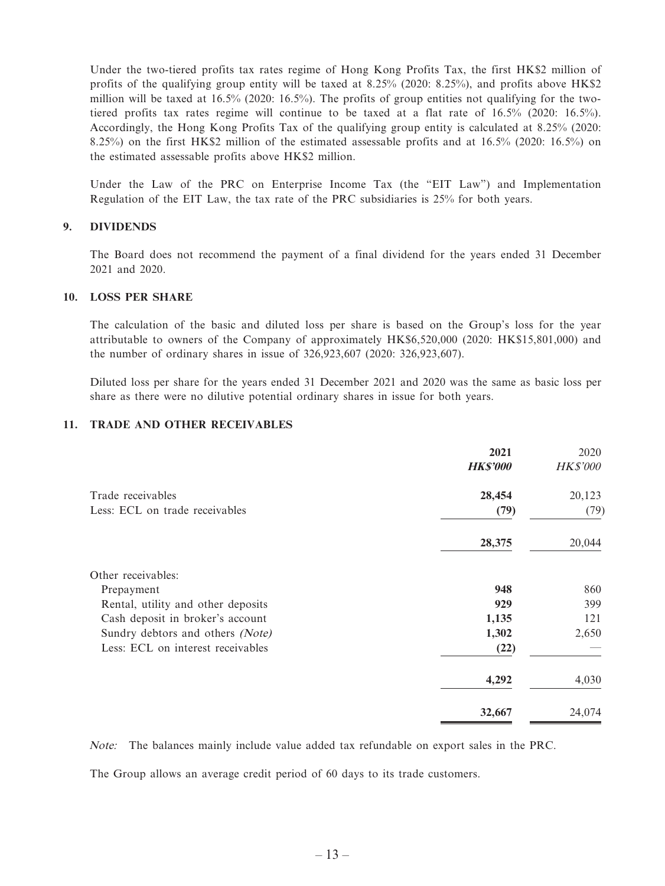Under the two-tiered profits tax rates regime of Hong Kong Profits Tax, the first HK$2 million of profits of the qualifying group entity will be taxed at 8.25% (2020: 8.25%), and profits above HK$2 million will be taxed at 16.5% (2020: 16.5%). The profits of group entities not qualifying for the two-tiered profits tax rates regime will continue to be taxed at a flat rate of 16.5% (2020: 16.5%). Accordingly, the Hong Kong Profits Tax of the qualifying group entity is calculated at 8.25% (2020: 8.25%) on the first HK$2 million of the estimated assessable profits and at 16.5% (2020: 16.5%) on the estimated assessable profits above HK$2 million.

Under the Law of the PRC on Enterprise Income Tax (the "EIT Law") and Implementation Regulation of the EIT Law, the tax rate of the PRC subsidiaries is 25% for both years.

## 9. DIVIDENDS

The Board does not recommend the payment of a final dividend for the years ended 31 December 2021 and 2020.

## 10. LOSS PER SHARE

The calculation of the basic and diluted loss per share is based on the Group's loss for the year attributable to owners of the Company of approximately HK$6,520,000 (2020: HK$15,801,000) and the number of ordinary shares in issue of 326,923,607 (2020: 326,923,607).

Diluted loss per share for the years ended 31 December 2021 and 2020 was the same as basic loss per share as there were no dilutive potential ordinary shares in issue for both years.

## 11. TRADE AND OTHER RECEIVABLES

| | **2021** | 2020 |
|---|---|---|
| | ***HK$'000*** | *HK$'000* |
| Trade receivables | **28,454** | 20,123 |
| Less: ECL on trade receivables | **(79)** | (79) |
| | **28,375** | 20,044 |
| Other receivables: | | |
| Prepayment | **948** | 860 |
| Rental, utility and other deposits | **929** | 399 |
| Cash deposit in broker's account | **1,135** | 121 |
| Sundry debtors and others *(Note)* | **1,302** | 2,650 |
| Less: ECL on interest receivables | **(22)** | — |
| | **4,292** | 4,030 |
| | **32,667** | 24,074 |

*Note:* The balances mainly include value added tax refundable on export sales in the PRC.

The Group allows an average credit period of 60 days to its trade customers.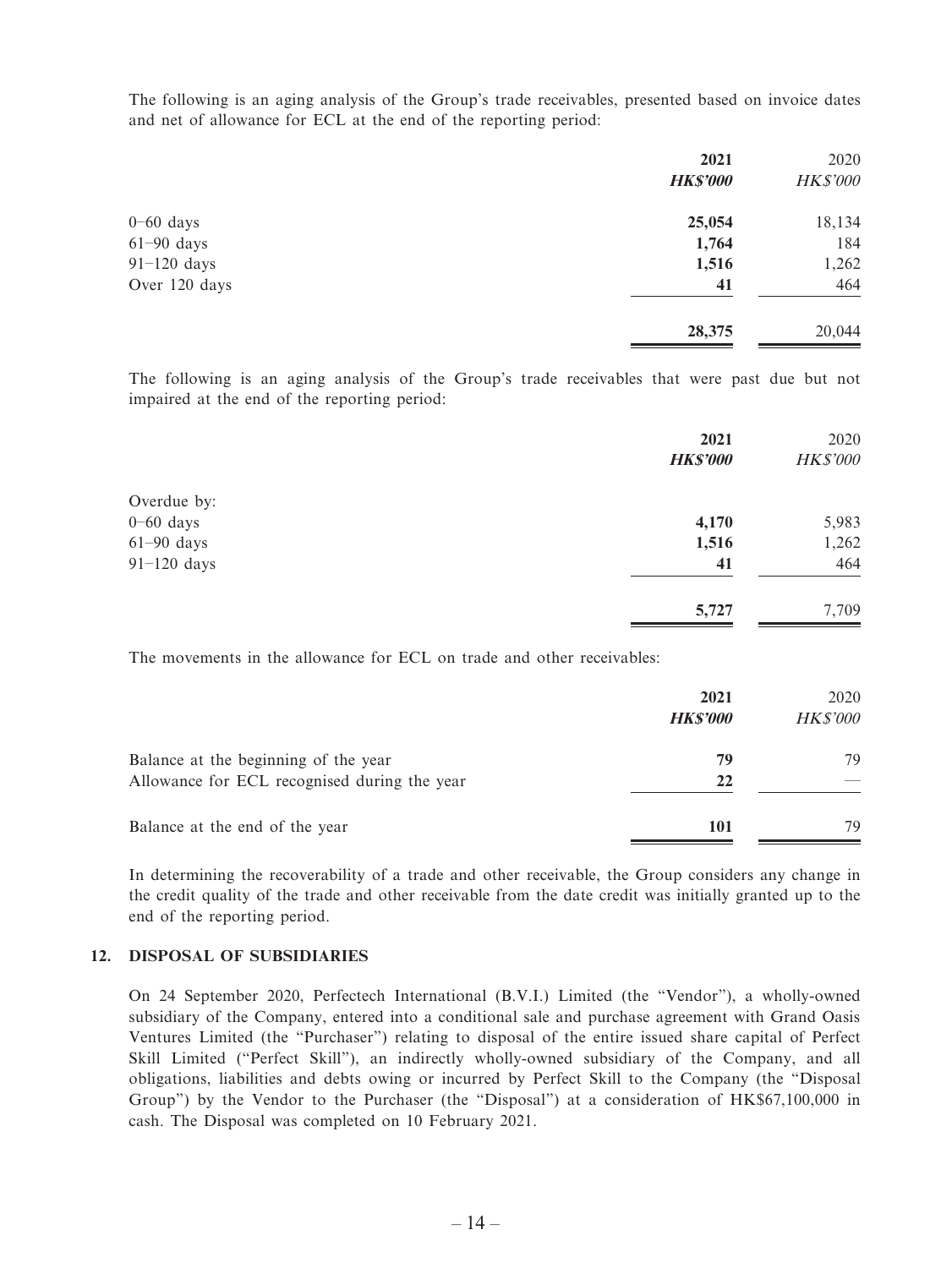The following is an aging analysis of the Group's trade receivables, presented based on invoice dates and net of allowance for ECL at the end of the reporting period:

| | 2021 | 2020 |
|---|---|---|
| | ***HK$'000*** | *HK$'000* |
| 0–60 days | **25,054** | 18,134 |
| 61–90 days | **1,764** | 184 |
| 91–120 days | **1,516** | 1,262 |
| Over 120 days | **41** | 464 |
| | **28,375** | 20,044 |

The following is an aging analysis of the Group's trade receivables that were past due but not impaired at the end of the reporting period:

| | 2021 | 2020 |
|---|---|---|
| | ***HK$'000*** | *HK$'000* |
| Overdue by: | | |
| 0–60 days | **4,170** | 5,983 |
| 61–90 days | **1,516** | 1,262 |
| 91–120 days | **41** | 464 |
| | **5,727** | 7,709 |

The movements in the allowance for ECL on trade and other receivables:

| | 2021 | 2020 |
|---|---|---|
| | ***HK$'000*** | *HK$'000* |
| Balance at the beginning of the year | **79** | 79 |
| Allowance for ECL recognised during the year | **22** | — |
| Balance at the end of the year | **101** | 79 |

In determining the recoverability of a trade and other receivable, the Group considers any change in the credit quality of the trade and other receivable from the date credit was initially granted up to the end of the reporting period.

## 12. DISPOSAL OF SUBSIDIARIES

On 24 September 2020, Perfectech International (B.V.I.) Limited (the "Vendor"), a wholly-owned subsidiary of the Company, entered into a conditional sale and purchase agreement with Grand Oasis Ventures Limited (the "Purchaser") relating to disposal of the entire issued share capital of Perfect Skill Limited ("Perfect Skill"), an indirectly wholly-owned subsidiary of the Company, and all obligations, liabilities and debts owing or incurred by Perfect Skill to the Company (the "Disposal Group") by the Vendor to the Purchaser (the "Disposal") at a consideration of HK$67,100,000 in cash. The Disposal was completed on 10 February 2021.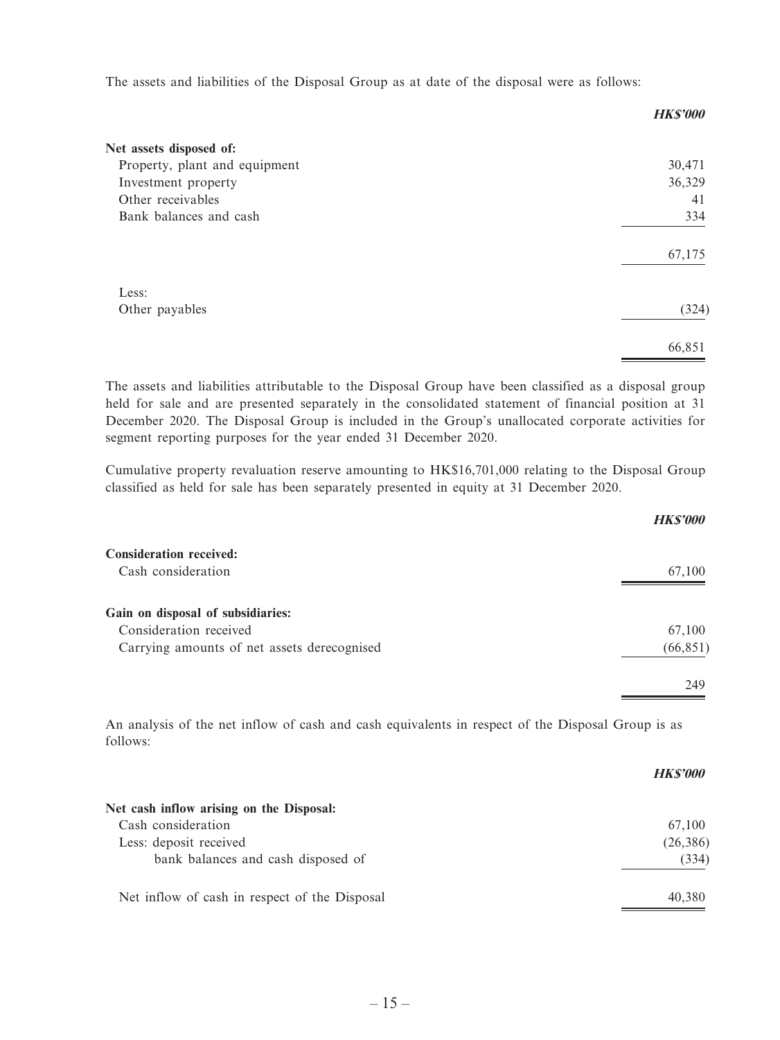The assets and liabilities of the Disposal Group as at date of the disposal were as follows:

| | HK$'000 |
|---|---|
| **Net assets disposed of:** | |
| Property, plant and equipment | 30,471 |
| Investment property | 36,329 |
| Other receivables | 41 |
| Bank balances and cash | 334 |
| | 67,175 |
| Less: | |
| Other payables | (324) |
| | 66,851 |

The assets and liabilities attributable to the Disposal Group have been classified as a disposal group held for sale and are presented separately in the consolidated statement of financial position at 31 December 2020. The Disposal Group is included in the Group's unallocated corporate activities for segment reporting purposes for the year ended 31 December 2020.

Cumulative property revaluation reserve amounting to HK$16,701,000 relating to the Disposal Group classified as held for sale has been separately presented in equity at 31 December 2020.

| | HK$'000 |
|---|---|
| **Consideration received:** | |
| Cash consideration | 67,100 |
| **Gain on disposal of subsidiaries:** | |
| Consideration received | 67,100 |
| Carrying amounts of net assets derecognised | (66,851) |
| | 249 |

An analysis of the net inflow of cash and cash equivalents in respect of the Disposal Group is as follows:

| | HK$'000 |
|---|---|
| **Net cash inflow arising on the Disposal:** | |
| Cash consideration | 67,100 |
| Less: deposit received | (26,386) |
| bank balances and cash disposed of | (334) |
| Net inflow of cash in respect of the Disposal | 40,380 |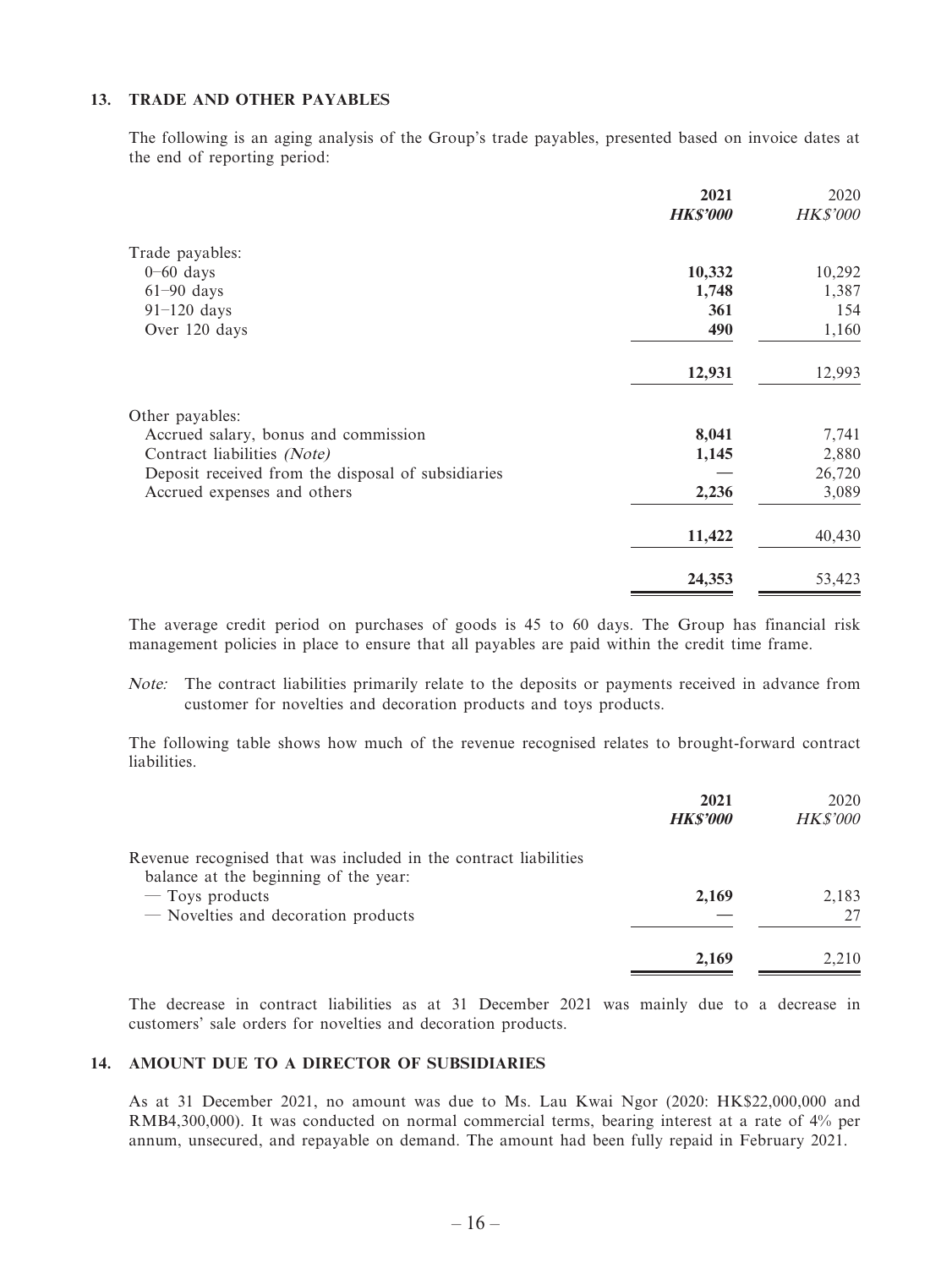## 13. TRADE AND OTHER PAYABLES

The following is an aging analysis of the Group's trade payables, presented based on invoice dates at the end of reporting period:

| | 2021 | 2020 |
|---|---|---|
| | ***HK$'000*** | *HK$'000* |
| Trade payables: | | |
| 0–60 days | **10,332** | 10,292 |
| 61–90 days | **1,748** | 1,387 |
| 91–120 days | **361** | 154 |
| Over 120 days | **490** | 1,160 |
| | **12,931** | 12,993 |
| Other payables: | | |
| Accrued salary, bonus and commission | **8,041** | 7,741 |
| Contract liabilities *(Note)* | **1,145** | 2,880 |
| Deposit received from the disposal of subsidiaries | **—** | 26,720 |
| Accrued expenses and others | **2,236** | 3,089 |
| | **11,422** | 40,430 |
| | **24,353** | 53,423 |

The average credit period on purchases of goods is 45 to 60 days. The Group has financial risk management policies in place to ensure that all payables are paid within the credit time frame.

*Note:* The contract liabilities primarily relate to the deposits or payments received in advance from customer for novelties and decoration products and toys products.

The following table shows how much of the revenue recognised relates to brought-forward contract liabilities.

| | 2021 | 2020 |
|---|---|---|
| | ***HK$'000*** | *HK$'000* |
| Revenue recognised that was included in the contract liabilities balance at the beginning of the year: | | |
| — Toys products | **2,169** | 2,183 |
| — Novelties and decoration products | **—** | 27 |
| | **2,169** | 2,210 |

The decrease in contract liabilities as at 31 December 2021 was mainly due to a decrease in customers' sale orders for novelties and decoration products.

## 14. AMOUNT DUE TO A DIRECTOR OF SUBSIDIARIES

As at 31 December 2021, no amount was due to Ms. Lau Kwai Ngor (2020: HK$22,000,000 and RMB4,300,000). It was conducted on normal commercial terms, bearing interest at a rate of 4% per annum, unsecured, and repayable on demand. The amount had been fully repaid in February 2021.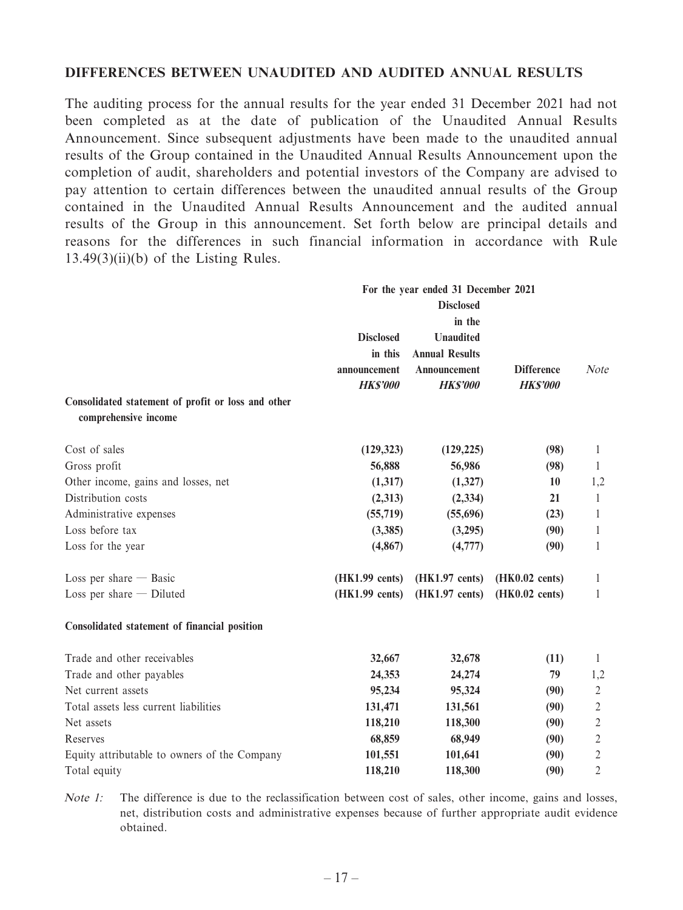## DIFFERENCES BETWEEN UNAUDITED AND AUDITED ANNUAL RESULTS

The auditing process for the annual results for the year ended 31 December 2021 had not been completed as at the date of publication of the Unaudited Annual Results Announcement. Since subsequent adjustments have been made to the unaudited annual results of the Group contained in the Unaudited Annual Results Announcement upon the completion of audit, shareholders and potential investors of the Company are advised to pay attention to certain differences between the unaudited annual results of the Group contained in the Unaudited Annual Results Announcement and the audited annual results of the Group in this announcement. Set forth below are principal details and reasons for the differences in such financial information in accordance with Rule 13.49(3)(ii)(b) of the Listing Rules.

| | For the year ended 31 December 2021 | | | |
|---|---|---|---|---|
| | Disclosed in this announcement | Disclosed in the Unaudited Annual Results Announcement | Difference | *Note* |
| | ***HK$'000*** | ***HK$'000*** | ***HK$'000*** | |
| **Consolidated statement of profit or loss and other comprehensive income** | | | | |
| Cost of sales | **(129,323)** | **(129,225)** | **(98)** | 1 |
| Gross profit | **56,888** | **56,986** | **(98)** | 1 |
| Other income, gains and losses, net | **(1,317)** | **(1,327)** | **10** | 1,2 |
| Distribution costs | **(2,313)** | **(2,334)** | **21** | 1 |
| Administrative expenses | **(55,719)** | **(55,696)** | **(23)** | 1 |
| Loss before tax | **(3,385)** | **(3,295)** | **(90)** | 1 |
| Loss for the year | **(4,867)** | **(4,777)** | **(90)** | 1 |
| Loss per share — Basic | **(HK1.99 cents)** | **(HK1.97 cents)** | **(HK0.02 cents)** | 1 |
| Loss per share — Diluted | **(HK1.99 cents)** | **(HK1.97 cents)** | **(HK0.02 cents)** | 1 |
| **Consolidated statement of financial position** | | | | |
| Trade and other receivables | **32,667** | **32,678** | **(11)** | 1 |
| Trade and other payables | **24,353** | **24,274** | **79** | 1,2 |
| Net current assets | **95,234** | **95,324** | **(90)** | 2 |
| Total assets less current liabilities | **131,471** | **131,561** | **(90)** | 2 |
| Net assets | **118,210** | **118,300** | **(90)** | 2 |
| Reserves | **68,859** | **68,949** | **(90)** | 2 |
| Equity attributable to owners of the Company | **101,551** | **101,641** | **(90)** | 2 |
| Total equity | **118,210** | **118,300** | **(90)** | 2 |

*Note 1:* The difference is due to the reclassification between cost of sales, other income, gains and losses, net, distribution costs and administrative expenses because of further appropriate audit evidence obtained.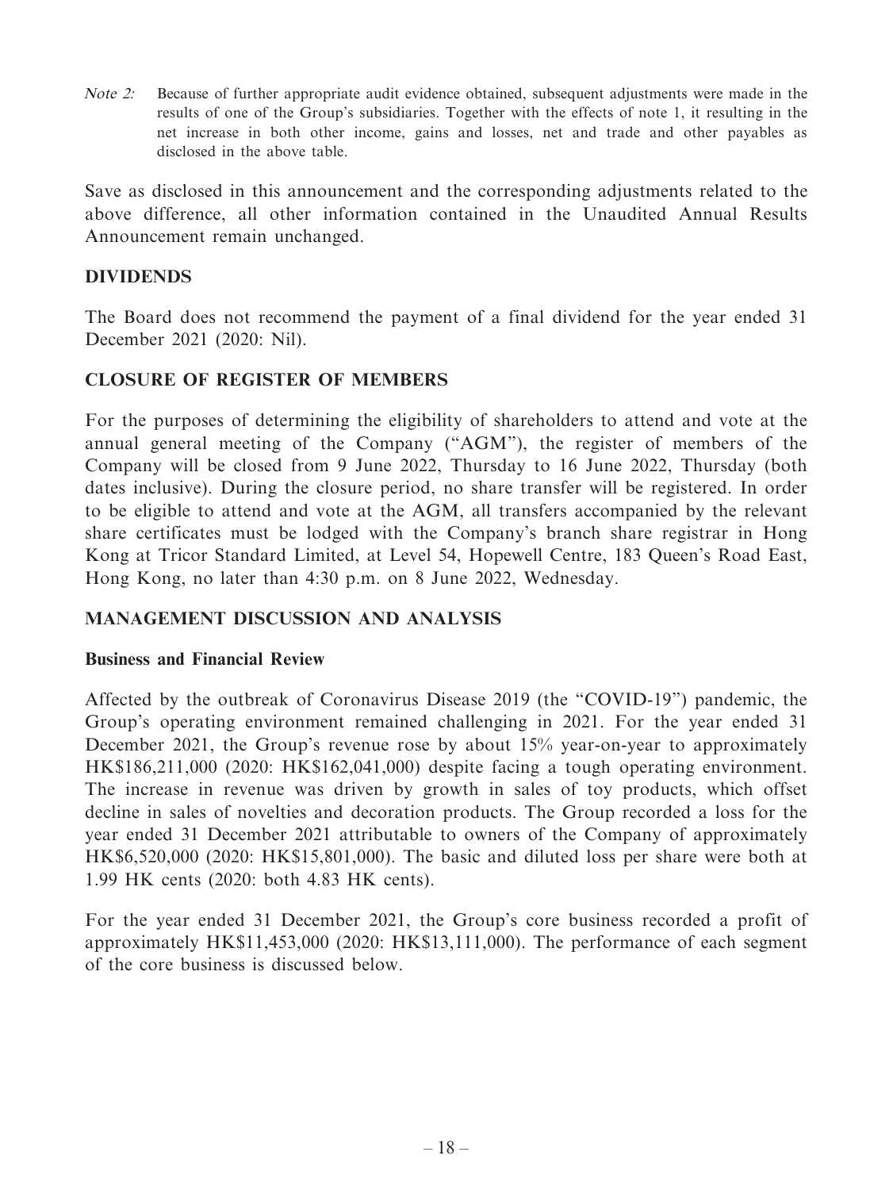*Note 2:* Because of further appropriate audit evidence obtained, subsequent adjustments were made in the results of one of the Group's subsidiaries. Together with the effects of note 1, it resulting in the net increase in both other income, gains and losses, net and trade and other payables as disclosed in the above table.

Save as disclosed in this announcement and the corresponding adjustments related to the above difference, all other information contained in the Unaudited Annual Results Announcement remain unchanged.

## DIVIDENDS

The Board does not recommend the payment of a final dividend for the year ended 31 December 2021 (2020: Nil).

## CLOSURE OF REGISTER OF MEMBERS

For the purposes of determining the eligibility of shareholders to attend and vote at the annual general meeting of the Company ("AGM"), the register of members of the Company will be closed from 9 June 2022, Thursday to 16 June 2022, Thursday (both dates inclusive). During the closure period, no share transfer will be registered. In order to be eligible to attend and vote at the AGM, all transfers accompanied by the relevant share certificates must be lodged with the Company's branch share registrar in Hong Kong at Tricor Standard Limited, at Level 54, Hopewell Centre, 183 Queen's Road East, Hong Kong, no later than 4:30 p.m. on 8 June 2022, Wednesday.

## MANAGEMENT DISCUSSION AND ANALYSIS

### Business and Financial Review

Affected by the outbreak of Coronavirus Disease 2019 (the "COVID-19") pandemic, the Group's operating environment remained challenging in 2021. For the year ended 31 December 2021, the Group's revenue rose by about 15% year-on-year to approximately HK$186,211,000 (2020: HK$162,041,000) despite facing a tough operating environment. The increase in revenue was driven by growth in sales of toy products, which offset decline in sales of novelties and decoration products. The Group recorded a loss for the year ended 31 December 2021 attributable to owners of the Company of approximately HK$6,520,000 (2020: HK$15,801,000). The basic and diluted loss per share were both at 1.99 HK cents (2020: both 4.83 HK cents).

For the year ended 31 December 2021, the Group's core business recorded a profit of approximately HK$11,453,000 (2020: HK$13,111,000). The performance of each segment of the core business is discussed below.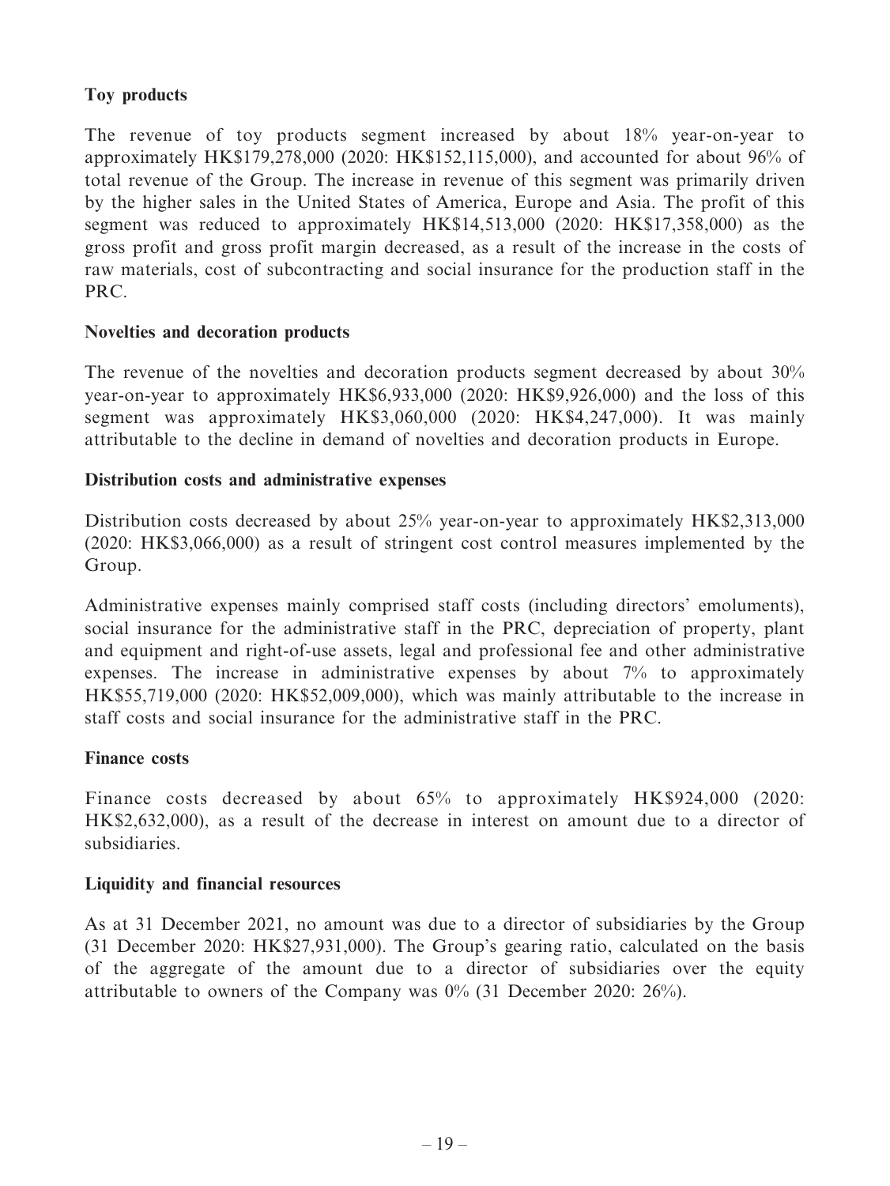**Toy products**

The revenue of toy products segment increased by about 18% year-on-year to approximately HK$179,278,000 (2020: HK$152,115,000), and accounted for about 96% of total revenue of the Group. The increase in revenue of this segment was primarily driven by the higher sales in the United States of America, Europe and Asia. The profit of this segment was reduced to approximately HK$14,513,000 (2020: HK$17,358,000) as the gross profit and gross profit margin decreased, as a result of the increase in the costs of raw materials, cost of subcontracting and social insurance for the production staff in the PRC.

**Novelties and decoration products**

The revenue of the novelties and decoration products segment decreased by about 30% year-on-year to approximately HK$6,933,000 (2020: HK$9,926,000) and the loss of this segment was approximately HK$3,060,000 (2020: HK$4,247,000). It was mainly attributable to the decline in demand of novelties and decoration products in Europe.

**Distribution costs and administrative expenses**

Distribution costs decreased by about 25% year-on-year to approximately HK$2,313,000 (2020: HK$3,066,000) as a result of stringent cost control measures implemented by the Group.

Administrative expenses mainly comprised staff costs (including directors' emoluments), social insurance for the administrative staff in the PRC, depreciation of property, plant and equipment and right-of-use assets, legal and professional fee and other administrative expenses. The increase in administrative expenses by about 7% to approximately HK$55,719,000 (2020: HK$52,009,000), which was mainly attributable to the increase in staff costs and social insurance for the administrative staff in the PRC.

**Finance costs**

Finance costs decreased by about 65% to approximately HK$924,000 (2020: HK$2,632,000), as a result of the decrease in interest on amount due to a director of subsidiaries.

**Liquidity and financial resources**

As at 31 December 2021, no amount was due to a director of subsidiaries by the Group (31 December 2020: HK$27,931,000). The Group's gearing ratio, calculated on the basis of the aggregate of the amount due to a director of subsidiaries over the equity attributable to owners of the Company was 0% (31 December 2020: 26%).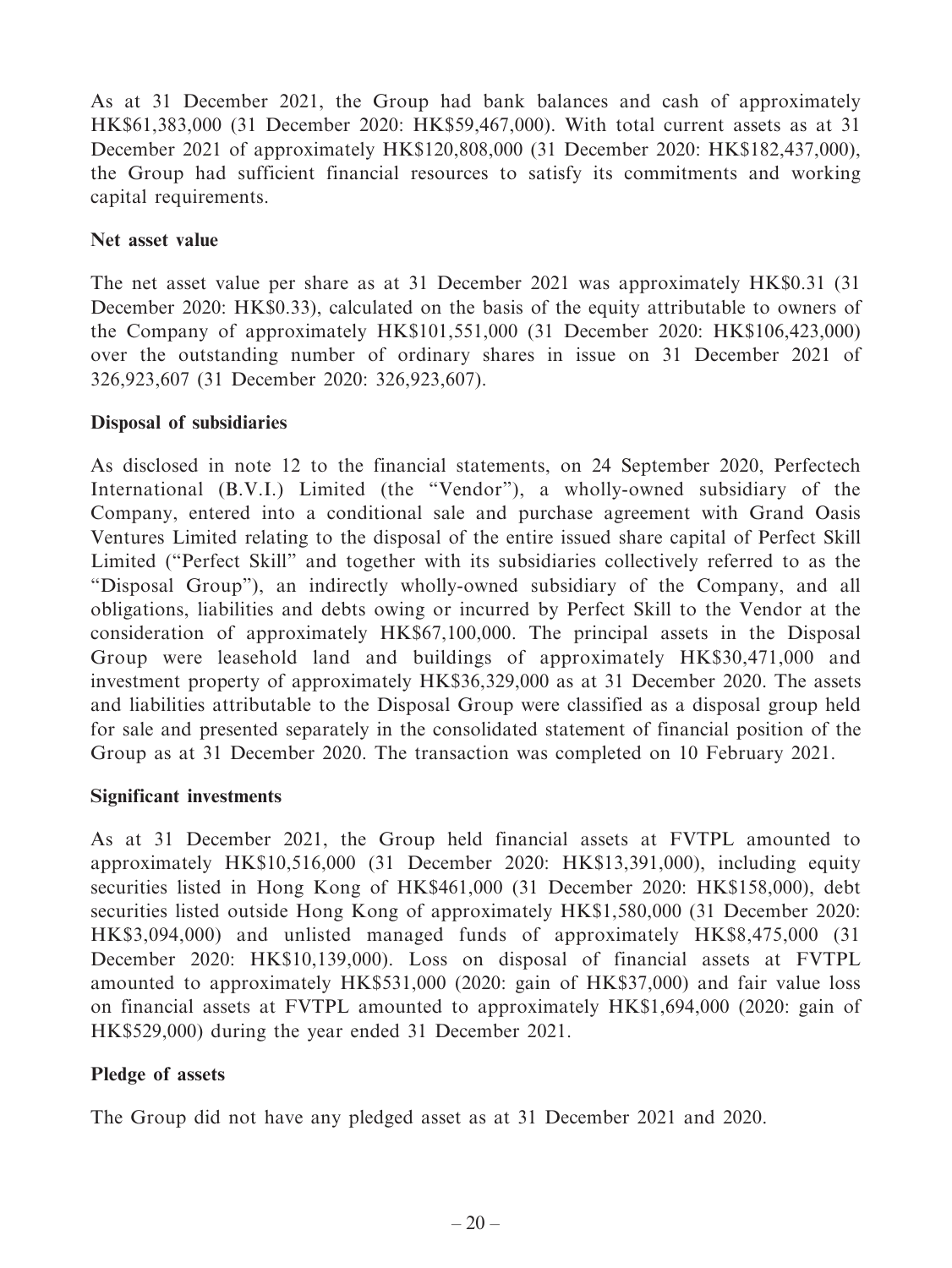As at 31 December 2021, the Group had bank balances and cash of approximately HK$61,383,000 (31 December 2020: HK$59,467,000). With total current assets as at 31 December 2021 of approximately HK$120,808,000 (31 December 2020: HK$182,437,000), the Group had sufficient financial resources to satisfy its commitments and working capital requirements.

**Net asset value**

The net asset value per share as at 31 December 2021 was approximately HK$0.31 (31 December 2020: HK$0.33), calculated on the basis of the equity attributable to owners of the Company of approximately HK$101,551,000 (31 December 2020: HK$106,423,000) over the outstanding number of ordinary shares in issue on 31 December 2021 of 326,923,607 (31 December 2020: 326,923,607).

**Disposal of subsidiaries**

As disclosed in note 12 to the financial statements, on 24 September 2020, Perfectech International (B.V.I.) Limited (the "Vendor"), a wholly-owned subsidiary of the Company, entered into a conditional sale and purchase agreement with Grand Oasis Ventures Limited relating to the disposal of the entire issued share capital of Perfect Skill Limited ("Perfect Skill" and together with its subsidiaries collectively referred to as the "Disposal Group"), an indirectly wholly-owned subsidiary of the Company, and all obligations, liabilities and debts owing or incurred by Perfect Skill to the Vendor at the consideration of approximately HK$67,100,000. The principal assets in the Disposal Group were leasehold land and buildings of approximately HK$30,471,000 and investment property of approximately HK$36,329,000 as at 31 December 2020. The assets and liabilities attributable to the Disposal Group were classified as a disposal group held for sale and presented separately in the consolidated statement of financial position of the Group as at 31 December 2020. The transaction was completed on 10 February 2021.

**Significant investments**

As at 31 December 2021, the Group held financial assets at FVTPL amounted to approximately HK$10,516,000 (31 December 2020: HK$13,391,000), including equity securities listed in Hong Kong of HK$461,000 (31 December 2020: HK$158,000), debt securities listed outside Hong Kong of approximately HK$1,580,000 (31 December 2020: HK$3,094,000) and unlisted managed funds of approximately HK$8,475,000 (31 December 2020: HK$10,139,000). Loss on disposal of financial assets at FVTPL amounted to approximately HK$531,000 (2020: gain of HK$37,000) and fair value loss on financial assets at FVTPL amounted to approximately HK$1,694,000 (2020: gain of HK$529,000) during the year ended 31 December 2021.

**Pledge of assets**

The Group did not have any pledged asset as at 31 December 2021 and 2020.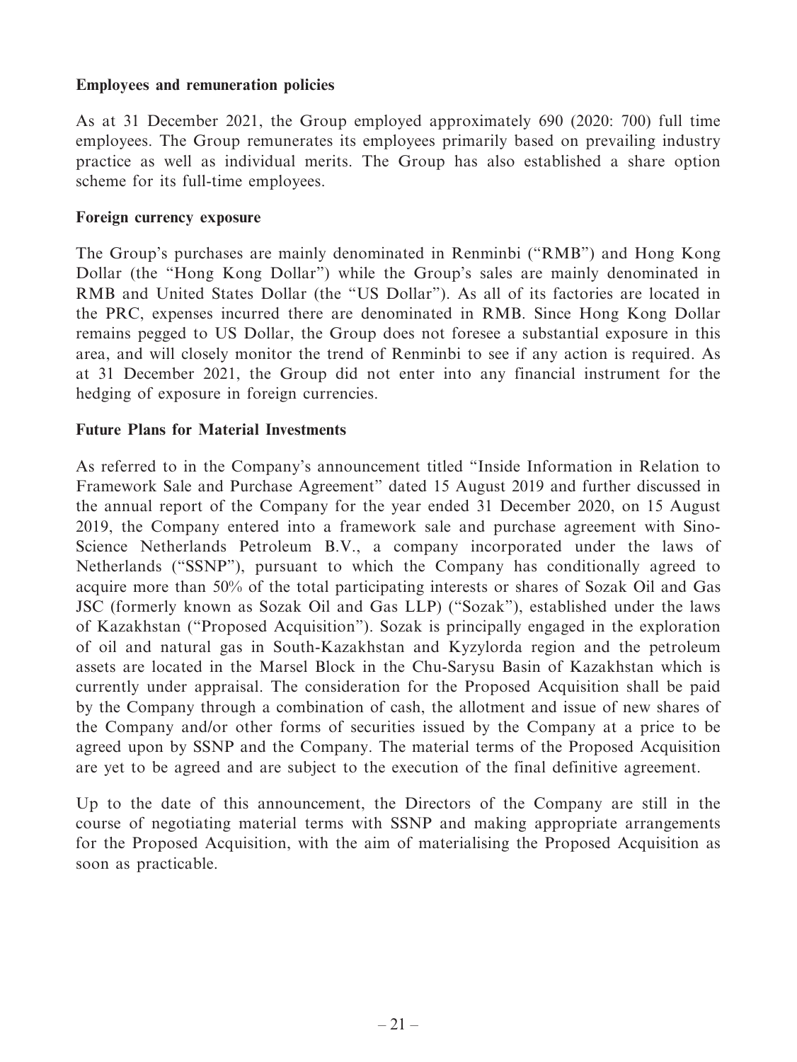**Employees and remuneration policies**

As at 31 December 2021, the Group employed approximately 690 (2020: 700) full time employees. The Group remunerates its employees primarily based on prevailing industry practice as well as individual merits. The Group has also established a share option scheme for its full-time employees.

**Foreign currency exposure**

The Group's purchases are mainly denominated in Renminbi ("RMB") and Hong Kong Dollar (the "Hong Kong Dollar") while the Group's sales are mainly denominated in RMB and United States Dollar (the "US Dollar"). As all of its factories are located in the PRC, expenses incurred there are denominated in RMB. Since Hong Kong Dollar remains pegged to US Dollar, the Group does not foresee a substantial exposure in this area, and will closely monitor the trend of Renminbi to see if any action is required. As at 31 December 2021, the Group did not enter into any financial instrument for the hedging of exposure in foreign currencies.

**Future Plans for Material Investments**

As referred to in the Company's announcement titled "Inside Information in Relation to Framework Sale and Purchase Agreement" dated 15 August 2019 and further discussed in the annual report of the Company for the year ended 31 December 2020, on 15 August 2019, the Company entered into a framework sale and purchase agreement with Sino-Science Netherlands Petroleum B.V., a company incorporated under the laws of Netherlands ("SSNP"), pursuant to which the Company has conditionally agreed to acquire more than 50% of the total participating interests or shares of Sozak Oil and Gas JSC (formerly known as Sozak Oil and Gas LLP) ("Sozak"), established under the laws of Kazakhstan ("Proposed Acquisition"). Sozak is principally engaged in the exploration of oil and natural gas in South-Kazakhstan and Kyzylorda region and the petroleum assets are located in the Marsel Block in the Chu-Sarysu Basin of Kazakhstan which is currently under appraisal. The consideration for the Proposed Acquisition shall be paid by the Company through a combination of cash, the allotment and issue of new shares of the Company and/or other forms of securities issued by the Company at a price to be agreed upon by SSNP and the Company. The material terms of the Proposed Acquisition are yet to be agreed and are subject to the execution of the final definitive agreement.

Up to the date of this announcement, the Directors of the Company are still in the course of negotiating material terms with SSNP and making appropriate arrangements for the Proposed Acquisition, with the aim of materialising the Proposed Acquisition as soon as practicable.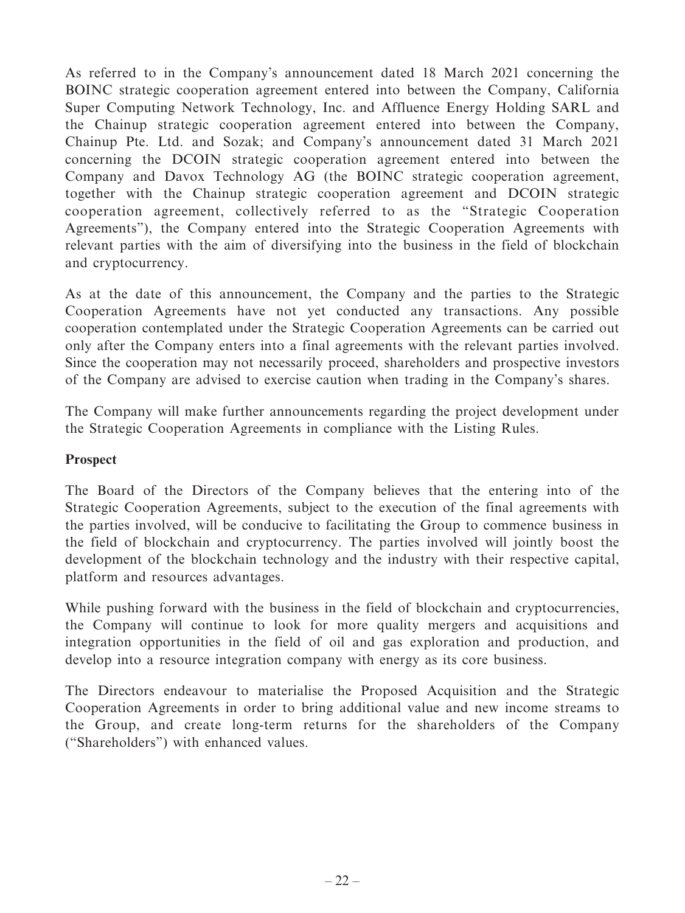As referred to in the Company's announcement dated 18 March 2021 concerning the BOINC strategic cooperation agreement entered into between the Company, California Super Computing Network Technology, Inc. and Affluence Energy Holding SARL and the Chainup strategic cooperation agreement entered into between the Company, Chainup Pte. Ltd. and Sozak; and Company's announcement dated 31 March 2021 concerning the DCOIN strategic cooperation agreement entered into between the Company and Davox Technology AG (the BOINC strategic cooperation agreement, together with the Chainup strategic cooperation agreement and DCOIN strategic cooperation agreement, collectively referred to as the "Strategic Cooperation Agreements"), the Company entered into the Strategic Cooperation Agreements with relevant parties with the aim of diversifying into the business in the field of blockchain and cryptocurrency.

As at the date of this announcement, the Company and the parties to the Strategic Cooperation Agreements have not yet conducted any transactions. Any possible cooperation contemplated under the Strategic Cooperation Agreements can be carried out only after the Company enters into a final agreements with the relevant parties involved. Since the cooperation may not necessarily proceed, shareholders and prospective investors of the Company are advised to exercise caution when trading in the Company's shares.

The Company will make further announcements regarding the project development under the Strategic Cooperation Agreements in compliance with the Listing Rules.

**Prospect**

The Board of the Directors of the Company believes that the entering into of the Strategic Cooperation Agreements, subject to the execution of the final agreements with the parties involved, will be conducive to facilitating the Group to commence business in the field of blockchain and cryptocurrency. The parties involved will jointly boost the development of the blockchain technology and the industry with their respective capital, platform and resources advantages.

While pushing forward with the business in the field of blockchain and cryptocurrencies, the Company will continue to look for more quality mergers and acquisitions and integration opportunities in the field of oil and gas exploration and production, and develop into a resource integration company with energy as its core business.

The Directors endeavour to materialise the Proposed Acquisition and the Strategic Cooperation Agreements in order to bring additional value and new income streams to the Group, and create long-term returns for the shareholders of the Company ("Shareholders") with enhanced values.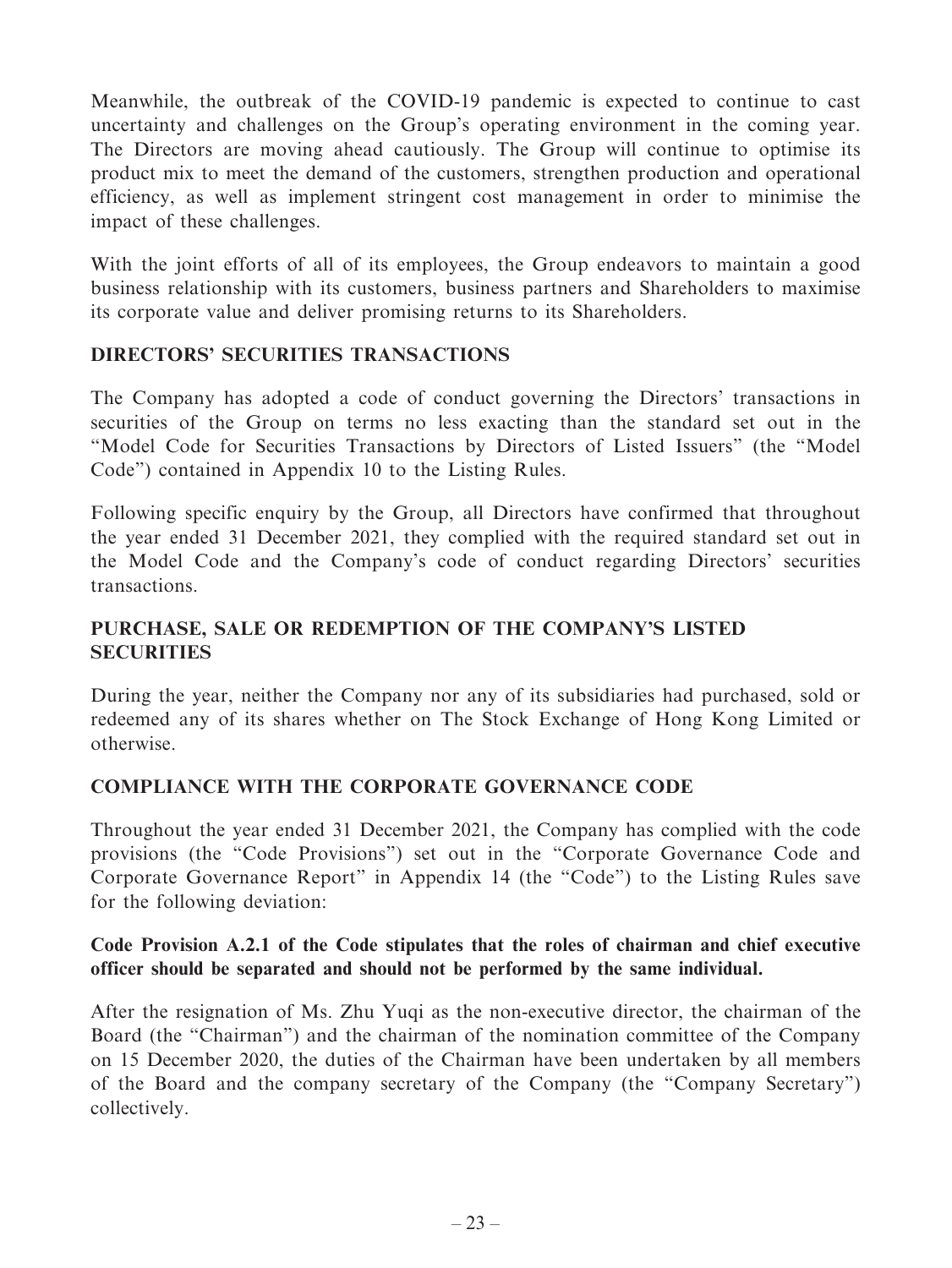Meanwhile, the outbreak of the COVID-19 pandemic is expected to continue to cast uncertainty and challenges on the Group's operating environment in the coming year. The Directors are moving ahead cautiously. The Group will continue to optimise its product mix to meet the demand of the customers, strengthen production and operational efficiency, as well as implement stringent cost management in order to minimise the impact of these challenges.

With the joint efforts of all of its employees, the Group endeavors to maintain a good business relationship with its customers, business partners and Shareholders to maximise its corporate value and deliver promising returns to its Shareholders.

## DIRECTORS' SECURITIES TRANSACTIONS

The Company has adopted a code of conduct governing the Directors' transactions in securities of the Group on terms no less exacting than the standard set out in the "Model Code for Securities Transactions by Directors of Listed Issuers" (the "Model Code") contained in Appendix 10 to the Listing Rules.

Following specific enquiry by the Group, all Directors have confirmed that throughout the year ended 31 December 2021, they complied with the required standard set out in the Model Code and the Company's code of conduct regarding Directors' securities transactions.

## PURCHASE, SALE OR REDEMPTION OF THE COMPANY'S LISTED SECURITIES

During the year, neither the Company nor any of its subsidiaries had purchased, sold or redeemed any of its shares whether on The Stock Exchange of Hong Kong Limited or otherwise.

## COMPLIANCE WITH THE CORPORATE GOVERNANCE CODE

Throughout the year ended 31 December 2021, the Company has complied with the code provisions (the "Code Provisions") set out in the "Corporate Governance Code and Corporate Governance Report" in Appendix 14 (the "Code") to the Listing Rules save for the following deviation:

**Code Provision A.2.1 of the Code stipulates that the roles of chairman and chief executive officer should be separated and should not be performed by the same individual.**

After the resignation of Ms. Zhu Yuqi as the non-executive director, the chairman of the Board (the "Chairman") and the chairman of the nomination committee of the Company on 15 December 2020, the duties of the Chairman have been undertaken by all members of the Board and the company secretary of the Company (the "Company Secretary") collectively.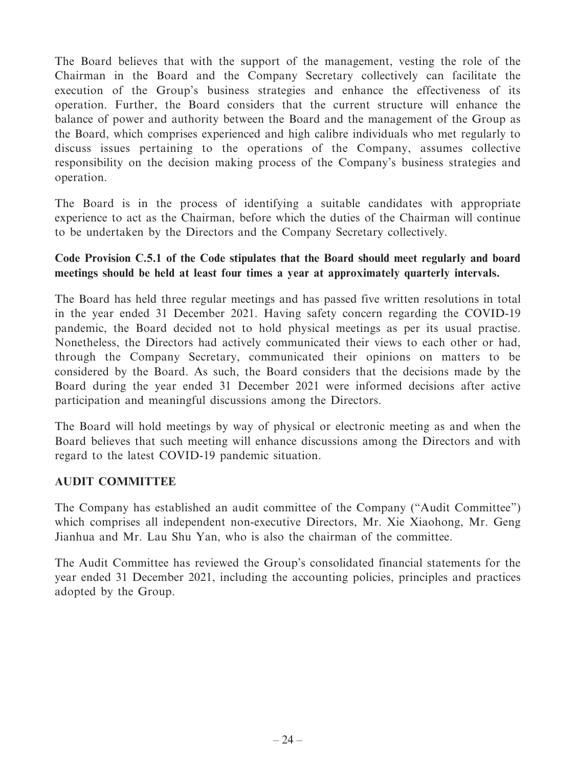The Board believes that with the support of the management, vesting the role of the Chairman in the Board and the Company Secretary collectively can facilitate the execution of the Group's business strategies and enhance the effectiveness of its operation. Further, the Board considers that the current structure will enhance the balance of power and authority between the Board and the management of the Group as the Board, which comprises experienced and high calibre individuals who met regularly to discuss issues pertaining to the operations of the Company, assumes collective responsibility on the decision making process of the Company's business strategies and operation.

The Board is in the process of identifying a suitable candidates with appropriate experience to act as the Chairman, before which the duties of the Chairman will continue to be undertaken by the Directors and the Company Secretary collectively.

**Code Provision C.5.1 of the Code stipulates that the Board should meet regularly and board meetings should be held at least four times a year at approximately quarterly intervals.**

The Board has held three regular meetings and has passed five written resolutions in total in the year ended 31 December 2021. Having safety concern regarding the COVID-19 pandemic, the Board decided not to hold physical meetings as per its usual practise. Nonetheless, the Directors had actively communicated their views to each other or had, through the Company Secretary, communicated their opinions on matters to be considered by the Board. As such, the Board considers that the decisions made by the Board during the year ended 31 December 2021 were informed decisions after active participation and meaningful discussions among the Directors.

The Board will hold meetings by way of physical or electronic meeting as and when the Board believes that such meeting will enhance discussions among the Directors and with regard to the latest COVID-19 pandemic situation.

## AUDIT COMMITTEE

The Company has established an audit committee of the Company ("Audit Committee") which comprises all independent non-executive Directors, Mr. Xie Xiaohong, Mr. Geng Jianhua and Mr. Lau Shu Yan, who is also the chairman of the committee.

The Audit Committee has reviewed the Group's consolidated financial statements for the year ended 31 December 2021, including the accounting policies, principles and practices adopted by the Group.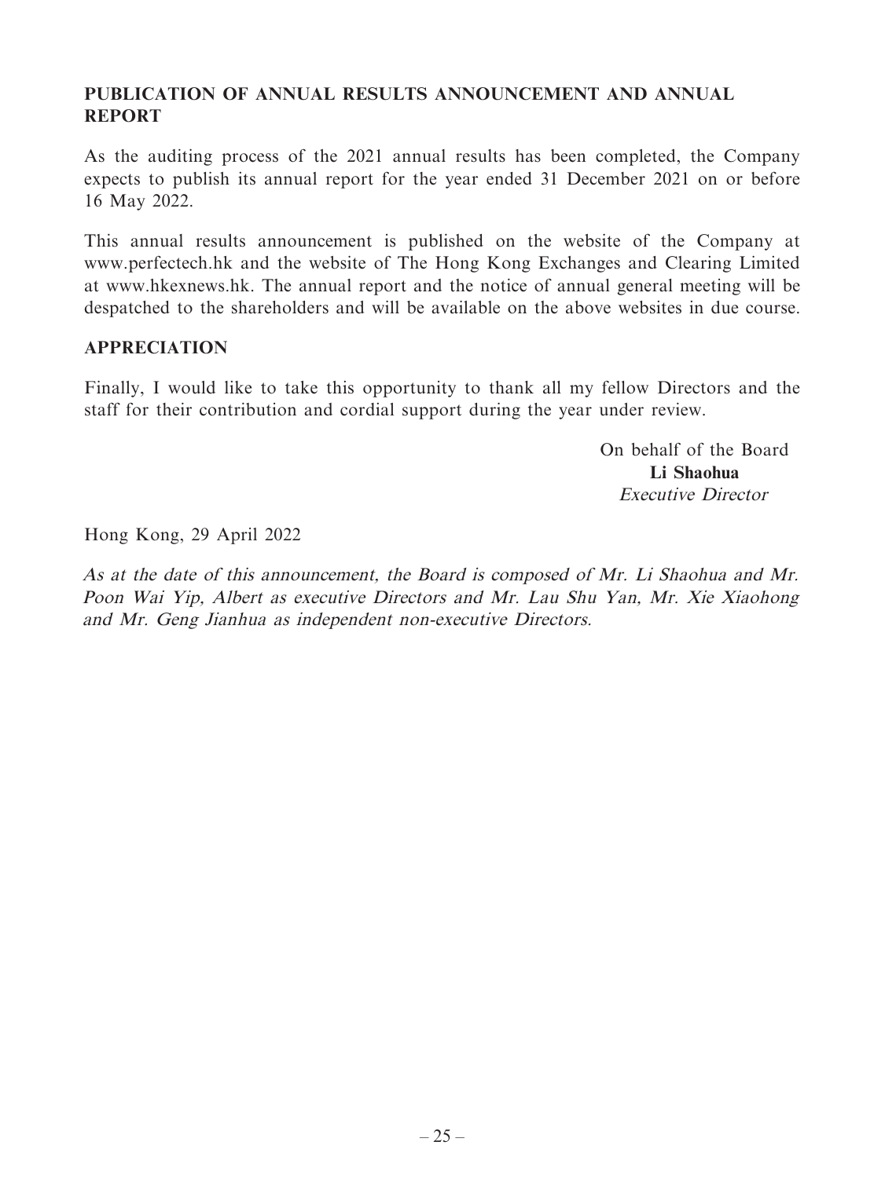## PUBLICATION OF ANNUAL RESULTS ANNOUNCEMENT AND ANNUAL REPORT

As the auditing process of the 2021 annual results has been completed, the Company expects to publish its annual report for the year ended 31 December 2021 on or before 16 May 2022.

This annual results announcement is published on the website of the Company at www.perfectech.hk and the website of The Hong Kong Exchanges and Clearing Limited at www.hkexnews.hk. The annual report and the notice of annual general meeting will be despatched to the shareholders and will be available on the above websites in due course.

## APPRECIATION

Finally, I would like to take this opportunity to thank all my fellow Directors and the staff for their contribution and cordial support during the year under review.

On behalf of the Board
**Li Shaohua**
*Executive Director*

Hong Kong, 29 April 2022

*As at the date of this announcement, the Board is composed of Mr. Li Shaohua and Mr. Poon Wai Yip, Albert as executive Directors and Mr. Lau Shu Yan, Mr. Xie Xiaohong and Mr. Geng Jianhua as independent non-executive Directors.*